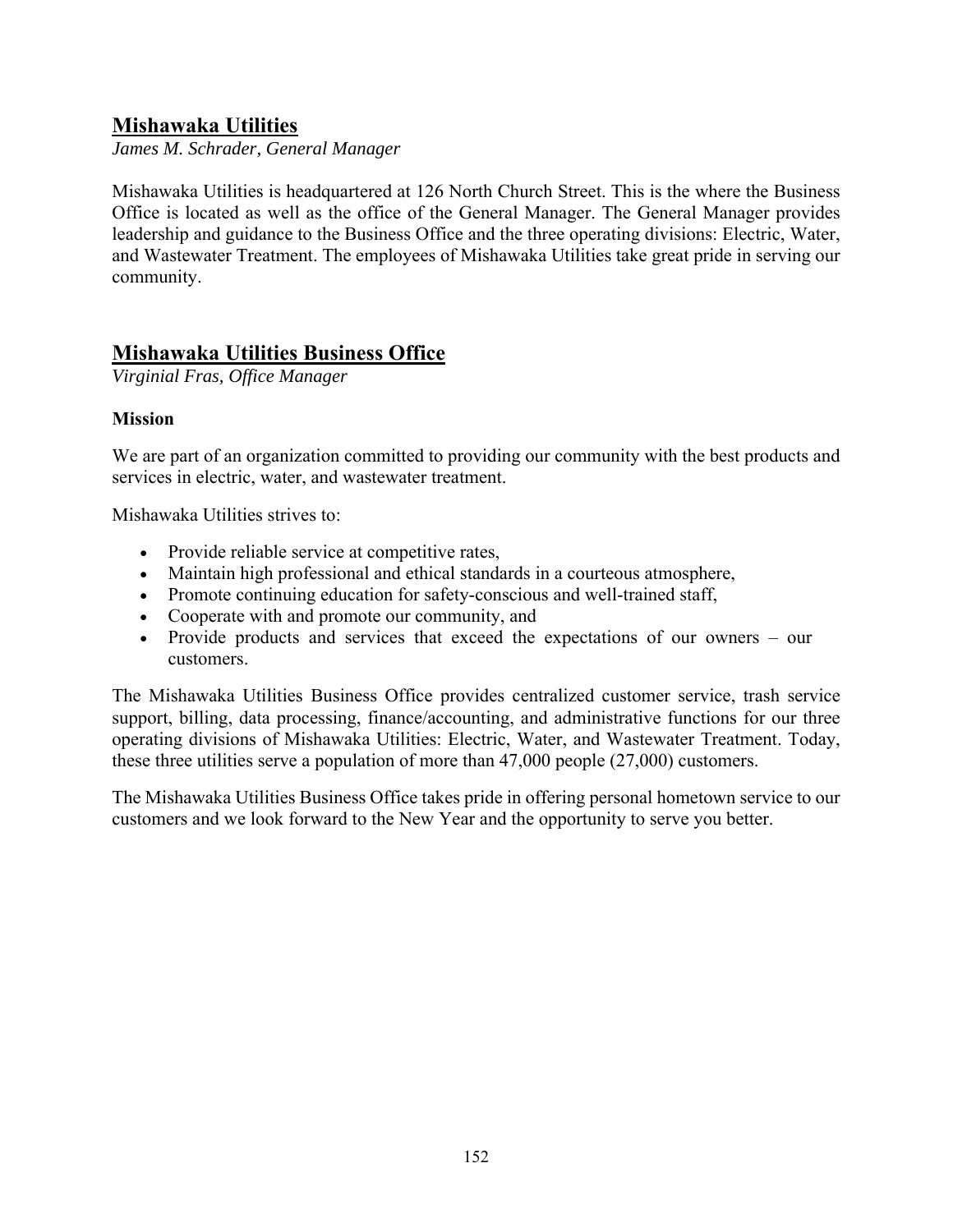## Mishawaka Utilities

*James M. Schrader, General Manager*

Mishawaka Utilities is headquartered at 126 North Church Street. This is the where the Business Office is located as well as the office of the General Manager. The General Manager provides leadership and guidance to the Business Office and the three operating divisions: Electric, Water, and Wastewater Treatment. The employees of Mishawaka Utilities take great pride in serving our community.

## Mishawaka Utilities Business Office

*Virginial Fras, Office Manager*

### Mission

We are part of an organization committed to providing our community with the best products and services in electric, water, and wastewater treatment.

Mishawaka Utilities strives to:

- Provide reliable service at competitive rates,
- Maintain high professional and ethical standards in a courteous atmosphere,
- Promote continuing education for safety-conscious and well-trained staff,
- Cooperate with and promote our community, and
- Provide products and services that exceed the expectations of our owners – our customers.

The Mishawaka Utilities Business Office provides centralized customer service, trash service support, billing, data processing, finance/accounting, and administrative functions for our three operating divisions of Mishawaka Utilities: Electric, Water, and Wastewater Treatment. Today, these three utilities serve a population of more than 47,000 people (27,000) customers.

The Mishawaka Utilities Business Office takes pride in offering personal hometown service to our customers and we look forward to the New Year and the opportunity to serve you better.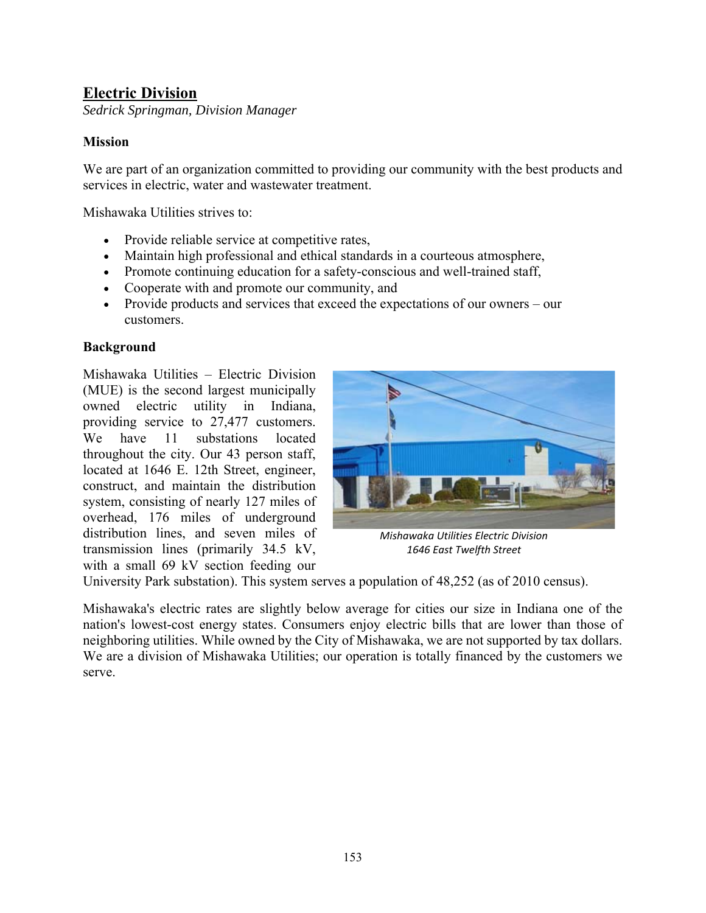## Electric Division

*Sedrick Springman, Division Manager*

### Mission

We are part of an organization committed to providing our community with the best products and services in electric, water and wastewater treatment.

Mishawaka Utilities strives to:

- Provide reliable service at competitive rates,
- Maintain high professional and ethical standards in a courteous atmosphere,
- Promote continuing education for a safety-conscious and well-trained staff,
- Cooperate with and promote our community, and
- Provide products and services that exceed the expectations of our owners – our customers.

### Background

Mishawaka Utilities – Electric Division (MUE) is the second largest municipally owned electric utility in Indiana, providing service to 27,477 customers. We have 11 substations located throughout the city. Our 43 person staff, located at 1646 E. 12th Street, engineer, construct, and maintain the distribution system, consisting of nearly 127 miles of overhead, 176 miles of underground distribution lines, and seven miles of transmission lines (primarily 34.5 kV, with a small 69 kV section feeding our University Park substation). This system serves a population of 48,252 (as of 2010 census).

*Mishawaka Utilities Electric Division*
*1646 East Twelfth Street*

Mishawaka's electric rates are slightly below average for cities our size in Indiana one of the nation's lowest-cost energy states. Consumers enjoy electric bills that are lower than those of neighboring utilities. While owned by the City of Mishawaka, we are not supported by tax dollars. We are a division of Mishawaka Utilities; our operation is totally financed by the customers we serve.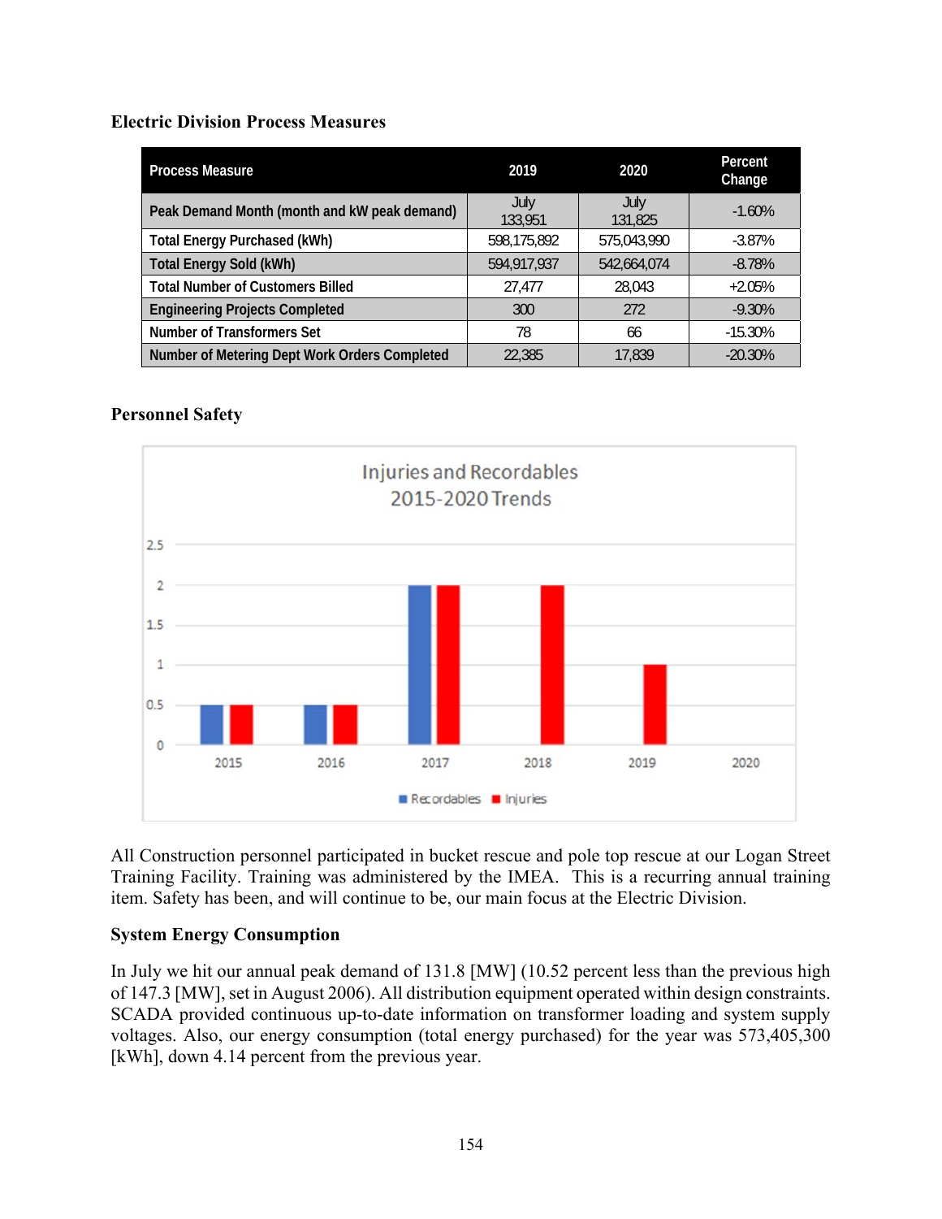### Electric Division Process Measures

| Process Measure | 2019 | 2020 | Percent Change |
|---|---|---|---|
| Peak Demand Month (month and kW peak demand) | July 133,951 | July 131,825 | -1.60% |
| Total Energy Purchased (kWh) | 598,175,892 | 575,043,990 | -3.87% |
| Total Energy Sold (kWh) | 594,917,937 | 542,664,074 | -8.78% |
| Total Number of Customers Billed | 27,477 | 28,043 | +2.05% |
| Engineering Projects Completed | 300 | 272 | -9.30% |
| Number of Transformers Set | 78 | 66 | -15.30% |
| Number of Metering Dept Work Orders Completed | 22,385 | 17,839 | -20.30% |

### Personnel Safety

All Construction personnel participated in bucket rescue and pole top rescue at our Logan Street Training Facility. Training was administered by the IMEA. This is a recurring annual training item. Safety has been, and will continue to be, our main focus at the Electric Division.

### System Energy Consumption

In July we hit our annual peak demand of 131.8 [MW] (10.52 percent less than the previous high of 147.3 [MW], set in August 2006). All distribution equipment operated within design constraints. SCADA provided continuous up-to-date information on transformer loading and system supply voltages. Also, our energy consumption (total energy purchased) for the year was 573,405,300 [kWh], down 4.14 percent from the previous year.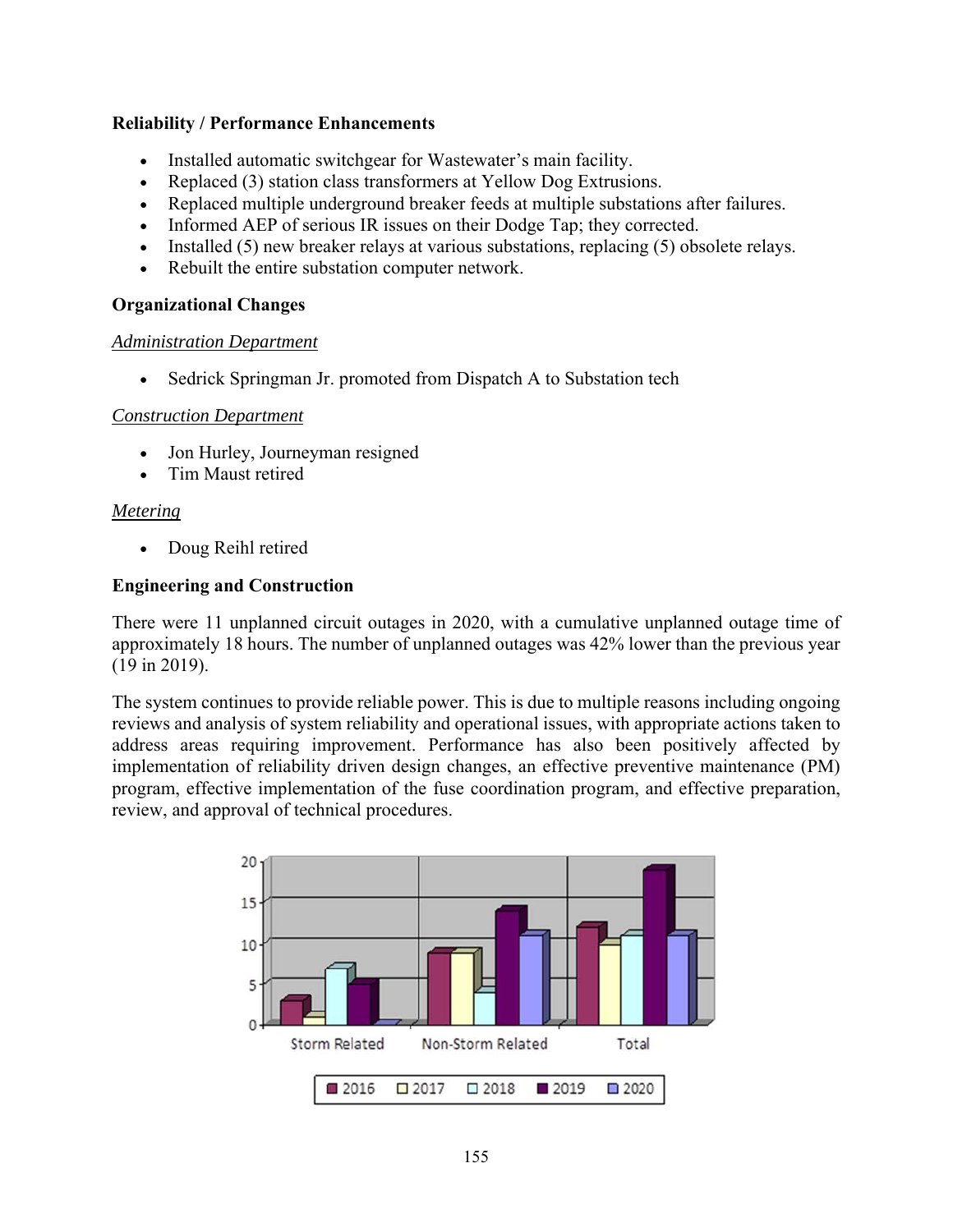**Reliability / Performance Enhancements**

- Installed automatic switchgear for Wastewater's main facility.
- Replaced (3) station class transformers at Yellow Dog Extrusions.
- Replaced multiple underground breaker feeds at multiple substations after failures.
- Informed AEP of serious IR issues on their Dodge Tap; they corrected.
- Installed (5) new breaker relays at various substations, replacing (5) obsolete relays.
- Rebuilt the entire substation computer network.

**Organizational Changes**

*Administration Department*

- Sedrick Springman Jr. promoted from Dispatch A to Substation tech

*Construction Department*

- Jon Hurley, Journeyman resigned
- Tim Maust retired

*Metering*

- Doug Reihl retired

**Engineering and Construction**

There were 11 unplanned circuit outages in 2020, with a cumulative unplanned outage time of approximately 18 hours. The number of unplanned outages was 42% lower than the previous year (19 in 2019).

The system continues to provide reliable power. This is due to multiple reasons including ongoing reviews and analysis of system reliability and operational issues, with appropriate actions taken to address areas requiring improvement. Performance has also been positively affected by implementation of reliability driven design changes, an effective preventive maintenance (PM) program, effective implementation of the fuse coordination program, and effective preparation, review, and approval of technical procedures.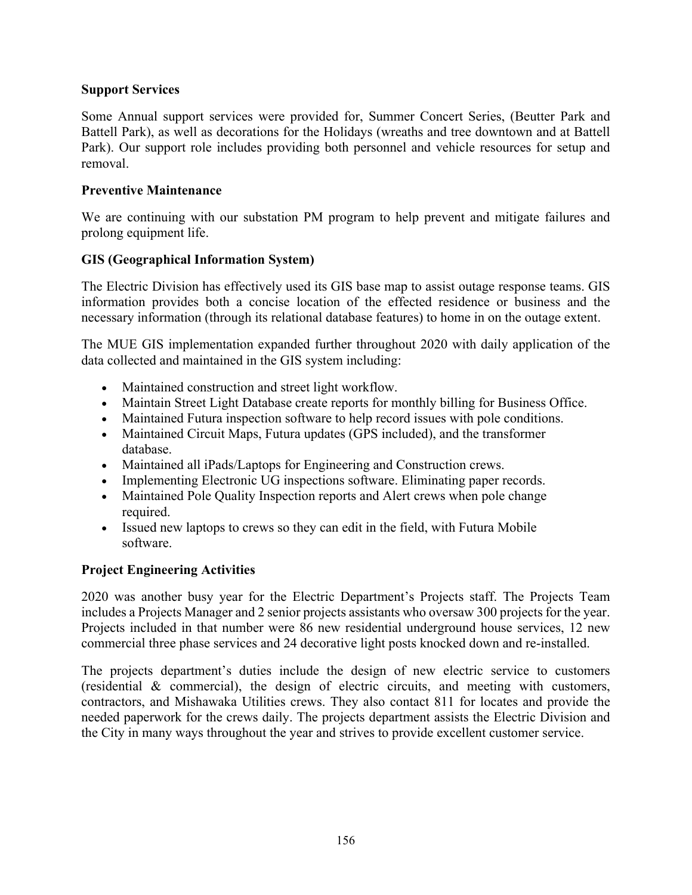**Support Services**

Some Annual support services were provided for, Summer Concert Series, (Beutter Park and Battell Park), as well as decorations for the Holidays (wreaths and tree downtown and at Battell Park). Our support role includes providing both personnel and vehicle resources for setup and removal.

**Preventive Maintenance**

We are continuing with our substation PM program to help prevent and mitigate failures and prolong equipment life.

**GIS (Geographical Information System)**

The Electric Division has effectively used its GIS base map to assist outage response teams. GIS information provides both a concise location of the effected residence or business and the necessary information (through its relational database features) to home in on the outage extent.

The MUE GIS implementation expanded further throughout 2020 with daily application of the data collected and maintained in the GIS system including:

- Maintained construction and street light workflow.
- Maintain Street Light Database create reports for monthly billing for Business Office.
- Maintained Futura inspection software to help record issues with pole conditions.
- Maintained Circuit Maps, Futura updates (GPS included), and the transformer database.
- Maintained all iPads/Laptops for Engineering and Construction crews.
- Implementing Electronic UG inspections software. Eliminating paper records.
- Maintained Pole Quality Inspection reports and Alert crews when pole change required.
- Issued new laptops to crews so they can edit in the field, with Futura Mobile software.

**Project Engineering Activities**

2020 was another busy year for the Electric Department's Projects staff. The Projects Team includes a Projects Manager and 2 senior projects assistants who oversaw 300 projects for the year. Projects included in that number were 86 new residential underground house services, 12 new commercial three phase services and 24 decorative light posts knocked down and re-installed.

The projects department's duties include the design of new electric service to customers (residential & commercial), the design of electric circuits, and meeting with customers, contractors, and Mishawaka Utilities crews. They also contact 811 for locates and provide the needed paperwork for the crews daily. The projects department assists the Electric Division and the City in many ways throughout the year and strives to provide excellent customer service.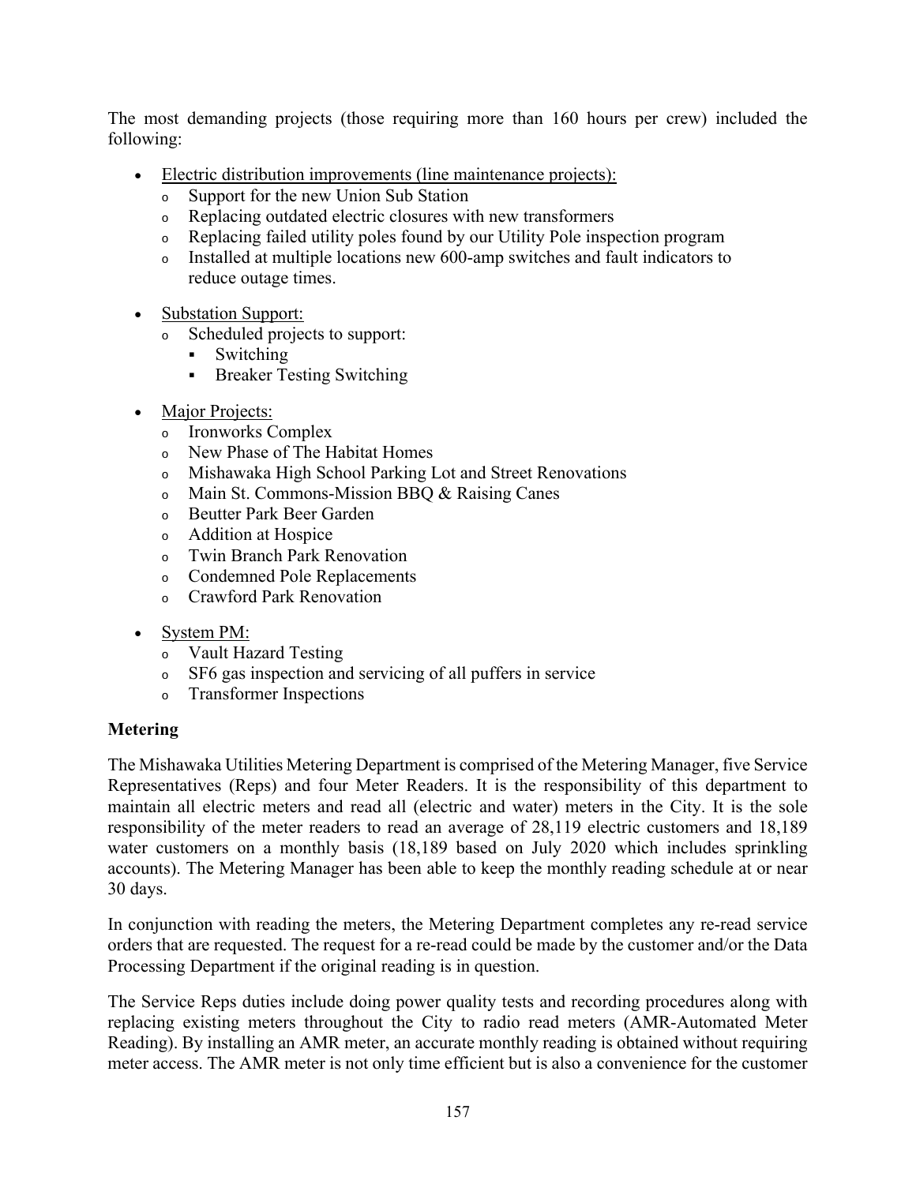The most demanding projects (those requiring more than 160 hours per crew) included the following:

- Electric distribution improvements (line maintenance projects):
  - Support for the new Union Sub Station
  - Replacing outdated electric closures with new transformers
  - Replacing failed utility poles found by our Utility Pole inspection program
  - Installed at multiple locations new 600-amp switches and fault indicators to reduce outage times.

- Substation Support:
  - Scheduled projects to support:
    - Switching
    - Breaker Testing Switching

- Major Projects:
  - Ironworks Complex
  - New Phase of The Habitat Homes
  - Mishawaka High School Parking Lot and Street Renovations
  - Main St. Commons-Mission BBQ & Raising Canes
  - Beutter Park Beer Garden
  - Addition at Hospice
  - Twin Branch Park Renovation
  - Condemned Pole Replacements
  - Crawford Park Renovation

- System PM:
  - Vault Hazard Testing
  - SF6 gas inspection and servicing of all puffers in service
  - Transformer Inspections

**Metering**

The Mishawaka Utilities Metering Department is comprised of the Metering Manager, five Service Representatives (Reps) and four Meter Readers. It is the responsibility of this department to maintain all electric meters and read all (electric and water) meters in the City. It is the sole responsibility of the meter readers to read an average of 28,119 electric customers and 18,189 water customers on a monthly basis (18,189 based on July 2020 which includes sprinkling accounts). The Metering Manager has been able to keep the monthly reading schedule at or near 30 days.

In conjunction with reading the meters, the Metering Department completes any re-read service orders that are requested. The request for a re-read could be made by the customer and/or the Data Processing Department if the original reading is in question.

The Service Reps duties include doing power quality tests and recording procedures along with replacing existing meters throughout the City to radio read meters (AMR-Automated Meter Reading). By installing an AMR meter, an accurate monthly reading is obtained without requiring meter access. The AMR meter is not only time efficient but is also a convenience for the customer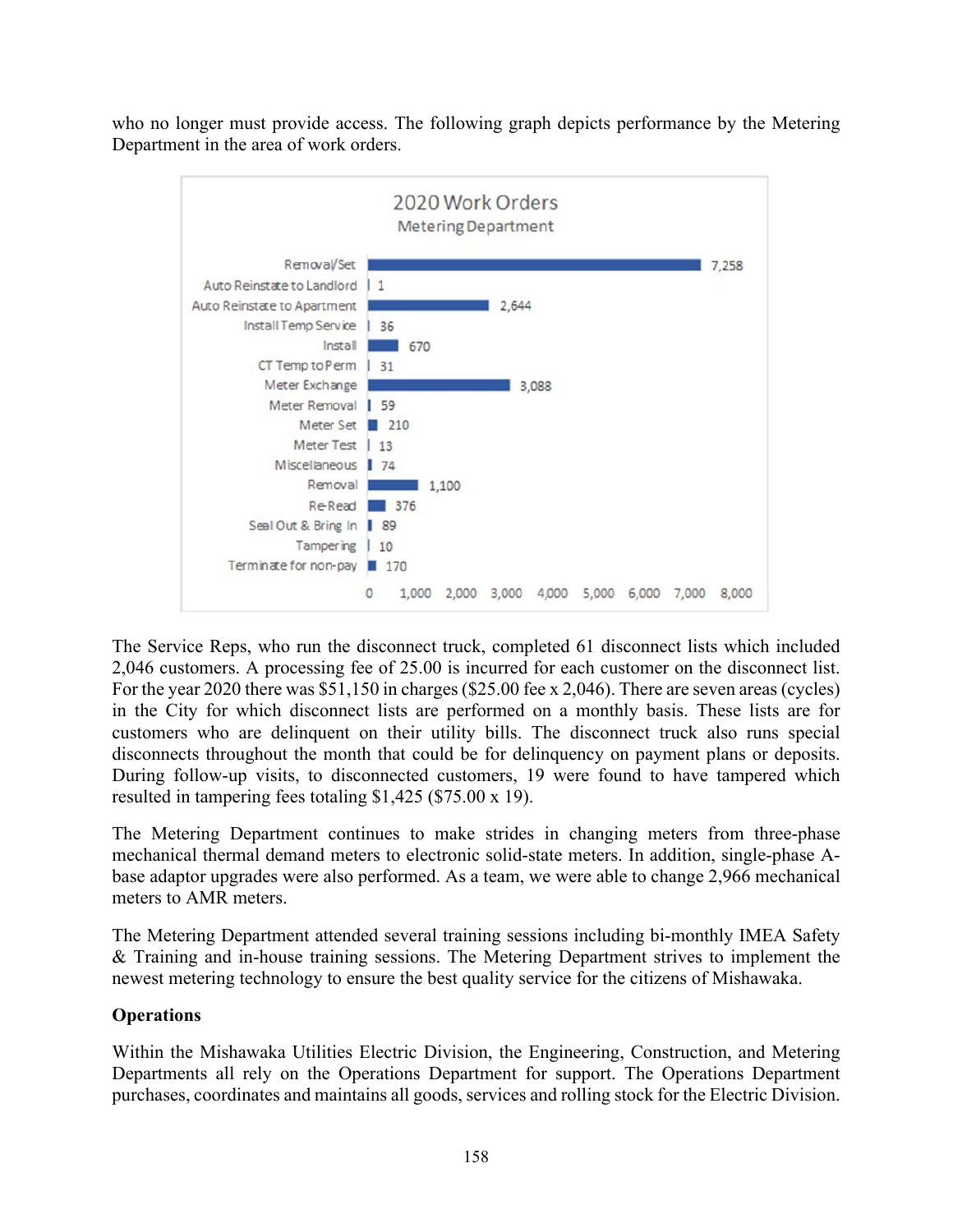who no longer must provide access. The following graph depicts performance by the Metering Department in the area of work orders.

**2020 Work Orders**
**Metering Department**

| Work Order Type | Count |
|---|---|
| Removal/Set | 7,258 |
| Auto Reinstate to Landlord | 1 |
| Auto Reinstate to Apartment | 2,644 |
| Install Temp Service | 36 |
| Install | 670 |
| CT Temp to Perm | 31 |
| Meter Exchange | 3,088 |
| Meter Removal | 59 |
| Meter Set | 210 |
| Meter Test | 13 |
| Miscellaneous | 74 |
| Removal | 1,100 |
| Re-Read | 376 |
| Seal Out & Bring In | 89 |
| Tampering | 10 |
| Terminate for non-pay | 170 |

The Service Reps, who run the disconnect truck, completed 61 disconnect lists which included 2,046 customers. A processing fee of 25.00 is incurred for each customer on the disconnect list. For the year 2020 there was $51,150 in charges ($25.00 fee x 2,046). There are seven areas (cycles) in the City for which disconnect lists are performed on a monthly basis. These lists are for customers who are delinquent on their utility bills. The disconnect truck also runs special disconnects throughout the month that could be for delinquency on payment plans or deposits. During follow-up visits, to disconnected customers, 19 were found to have tampered which resulted in tampering fees totaling $1,425 ($75.00 x 19).

The Metering Department continues to make strides in changing meters from three-phase mechanical thermal demand meters to electronic solid-state meters. In addition, single-phase A-base adaptor upgrades were also performed. As a team, we were able to change 2,966 mechanical meters to AMR meters.

The Metering Department attended several training sessions including bi-monthly IMEA Safety & Training and in-house training sessions. The Metering Department strives to implement the newest metering technology to ensure the best quality service for the citizens of Mishawaka.

**Operations**

Within the Mishawaka Utilities Electric Division, the Engineering, Construction, and Metering Departments all rely on the Operations Department for support. The Operations Department purchases, coordinates and maintains all goods, services and rolling stock for the Electric Division.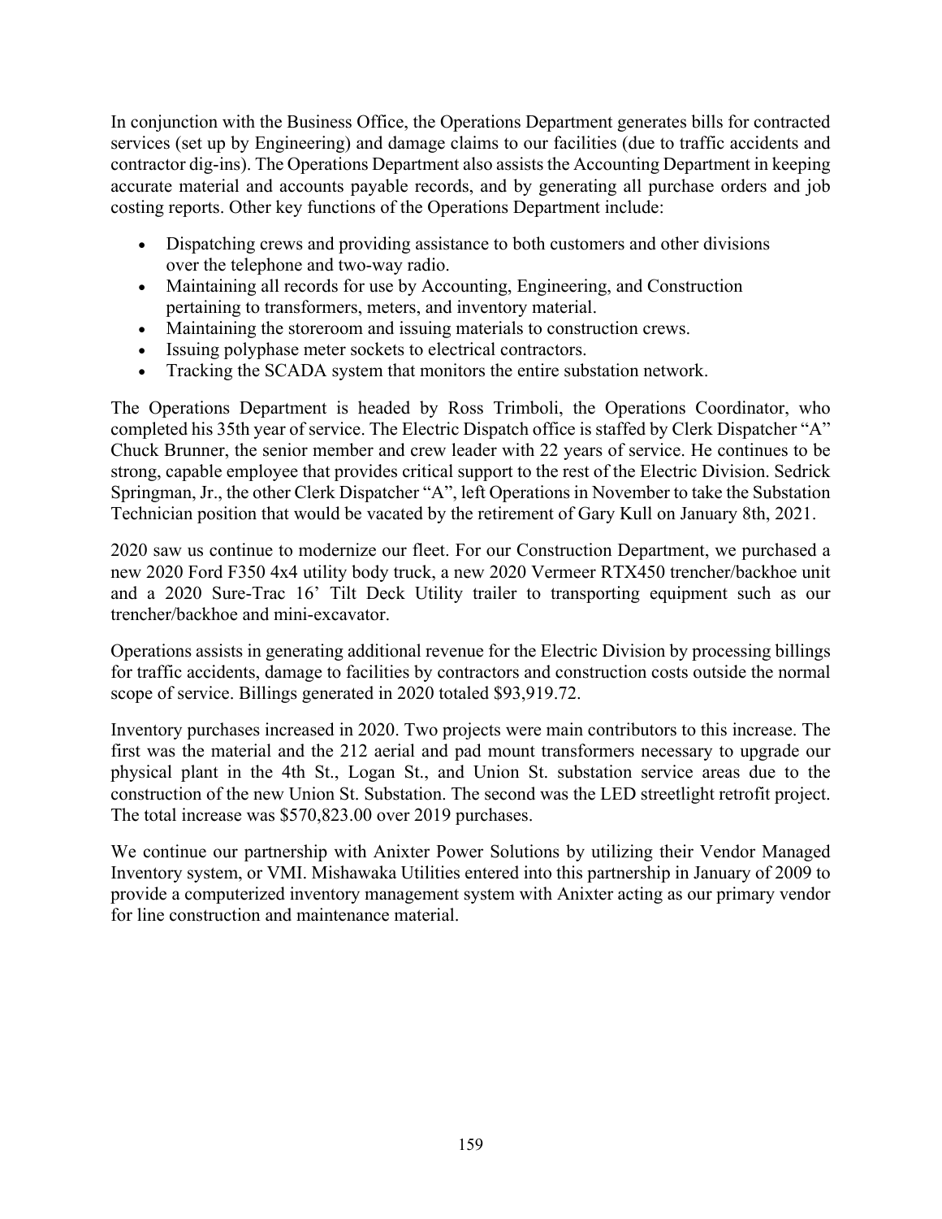In conjunction with the Business Office, the Operations Department generates bills for contracted services (set up by Engineering) and damage claims to our facilities (due to traffic accidents and contractor dig-ins). The Operations Department also assists the Accounting Department in keeping accurate material and accounts payable records, and by generating all purchase orders and job costing reports. Other key functions of the Operations Department include:

- Dispatching crews and providing assistance to both customers and other divisions over the telephone and two-way radio.
- Maintaining all records for use by Accounting, Engineering, and Construction pertaining to transformers, meters, and inventory material.
- Maintaining the storeroom and issuing materials to construction crews.
- Issuing polyphase meter sockets to electrical contractors.
- Tracking the SCADA system that monitors the entire substation network.

The Operations Department is headed by Ross Trimboli, the Operations Coordinator, who completed his 35th year of service. The Electric Dispatch office is staffed by Clerk Dispatcher "A" Chuck Brunner, the senior member and crew leader with 22 years of service. He continues to be strong, capable employee that provides critical support to the rest of the Electric Division. Sedrick Springman, Jr., the other Clerk Dispatcher "A", left Operations in November to take the Substation Technician position that would be vacated by the retirement of Gary Kull on January 8th, 2021.

2020 saw us continue to modernize our fleet. For our Construction Department, we purchased a new 2020 Ford F350 4x4 utility body truck, a new 2020 Vermeer RTX450 trencher/backhoe unit and a 2020 Sure-Trac 16' Tilt Deck Utility trailer to transporting equipment such as our trencher/backhoe and mini-excavator.

Operations assists in generating additional revenue for the Electric Division by processing billings for traffic accidents, damage to facilities by contractors and construction costs outside the normal scope of service. Billings generated in 2020 totaled $93,919.72.

Inventory purchases increased in 2020. Two projects were main contributors to this increase. The first was the material and the 212 aerial and pad mount transformers necessary to upgrade our physical plant in the 4th St., Logan St., and Union St. substation service areas due to the construction of the new Union St. Substation. The second was the LED streetlight retrofit project. The total increase was $570,823.00 over 2019 purchases.

We continue our partnership with Anixter Power Solutions by utilizing their Vendor Managed Inventory system, or VMI. Mishawaka Utilities entered into this partnership in January of 2009 to provide a computerized inventory management system with Anixter acting as our primary vendor for line construction and maintenance material.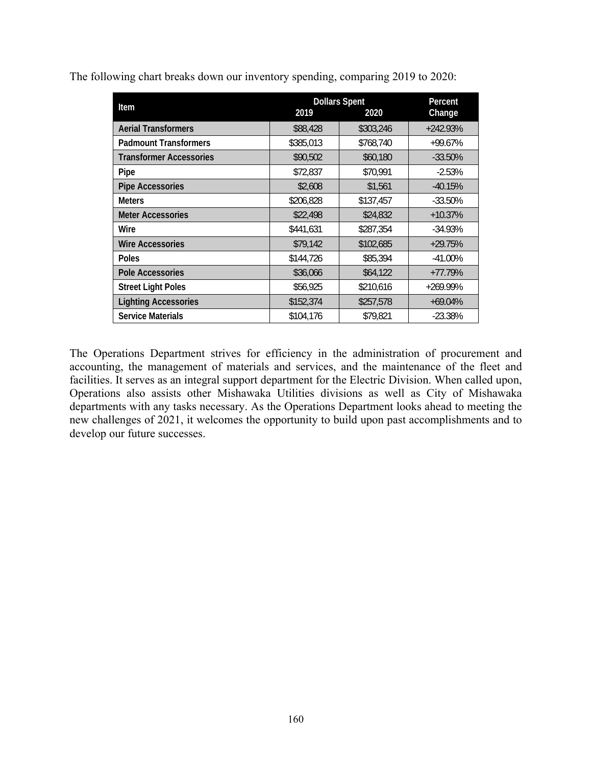The following chart breaks down our inventory spending, comparing 2019 to 2020:

| Item | Dollars Spent | | Percent Change |
|---|---|---|---|
| | 2019 | 2020 | |
| **Aerial Transformers** | $88,428 | $303,246 | +242.93% |
| **Padmount Transformers** | $385,013 | $768,740 | +99.67% |
| **Transformer Accessories** | $90,502 | $60,180 | -33.50% |
| **Pipe** | $72,837 | $70,991 | -2.53% |
| **Pipe Accessories** | $2,608 | $1,561 | -40.15% |
| **Meters** | $206,828 | $137,457 | -33.50% |
| **Meter Accessories** | $22,498 | $24,832 | +10.37% |
| **Wire** | $441,631 | $287,354 | -34.93% |
| **Wire Accessories** | $79,142 | $102,685 | +29.75% |
| **Poles** | $144,726 | $85,394 | -41.00% |
| **Pole Accessories** | $36,066 | $64,122 | +77.79% |
| **Street Light Poles** | $56,925 | $210,616 | +269.99% |
| **Lighting Accessories** | $152,374 | $257,578 | +69.04% |
| **Service Materials** | $104,176 | $79,821 | -23.38% |

The Operations Department strives for efficiency in the administration of procurement and accounting, the management of materials and services, and the maintenance of the fleet and facilities. It serves as an integral support department for the Electric Division. When called upon, Operations also assists other Mishawaka Utilities divisions as well as City of Mishawaka departments with any tasks necessary. As the Operations Department looks ahead to meeting the new challenges of 2021, it welcomes the opportunity to build upon past accomplishments and to develop our future successes.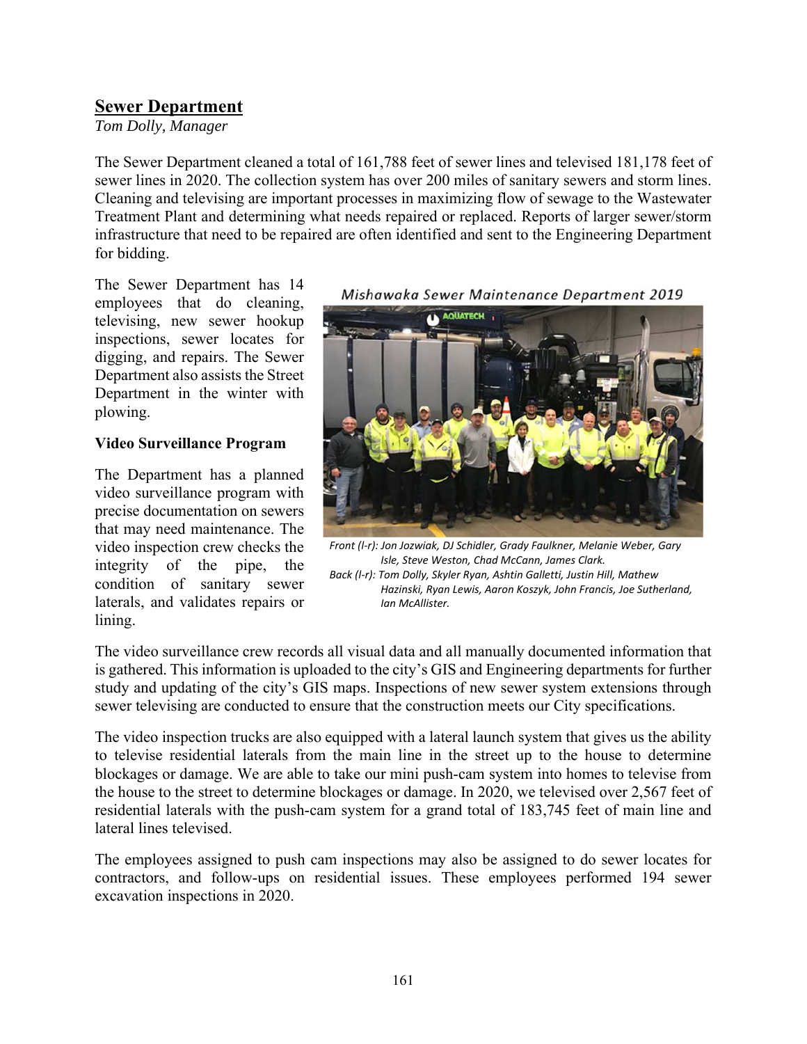## Sewer Department

*Tom Dolly, Manager*

The Sewer Department cleaned a total of 161,788 feet of sewer lines and televised 181,178 feet of sewer lines in 2020. The collection system has over 200 miles of sanitary sewers and storm lines. Cleaning and televising are important processes in maximizing flow of sewage to the Wastewater Treatment Plant and determining what needs repaired or replaced. Reports of larger sewer/storm infrastructure that need to be repaired are often identified and sent to the Engineering Department for bidding.

The Sewer Department has 14 employees that do cleaning, televising, new sewer hookup inspections, sewer locates for digging, and repairs. The Sewer Department also assists the Street Department in the winter with plowing.

Mishawaka Sewer Maintenance Department 2019

*Front (l-r): Jon Jozwiak, DJ Schidler, Grady Faulkner, Melanie Weber, Gary Isle, Steve Weston, Chad McCann, James Clark.*
*Back (l-r): Tom Dolly, Skyler Ryan, Ashtin Galletti, Justin Hill, Mathew Hazinski, Ryan Lewis, Aaron Koszyk, John Francis, Joe Sutherland, Ian McAllister.*

### Video Surveillance Program

The Department has a planned video surveillance program with precise documentation on sewers that may need maintenance. The video inspection crew checks the integrity of the pipe, the condition of sanitary sewer laterals, and validates repairs or lining.

The video surveillance crew records all visual data and all manually documented information that is gathered. This information is uploaded to the city's GIS and Engineering departments for further study and updating of the city's GIS maps. Inspections of new sewer system extensions through sewer televising are conducted to ensure that the construction meets our City specifications.

The video inspection trucks are also equipped with a lateral launch system that gives us the ability to televise residential laterals from the main line in the street up to the house to determine blockages or damage. We are able to take our mini push-cam system into homes to televise from the house to the street to determine blockages or damage. In 2020, we televised over 2,567 feet of residential laterals with the push-cam system for a grand total of 183,745 feet of main line and lateral lines televised.

The employees assigned to push cam inspections may also be assigned to do sewer locates for contractors, and follow-ups on residential issues. These employees performed 194 sewer excavation inspections in 2020.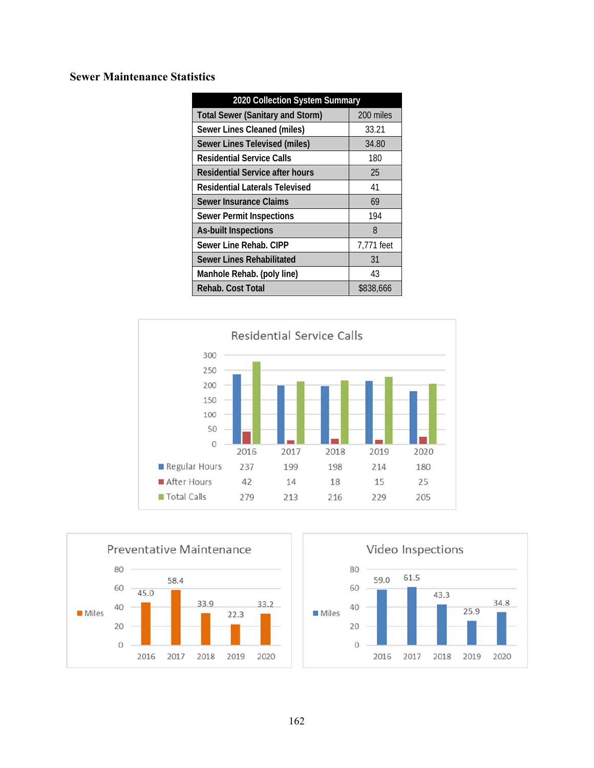## Sewer Maintenance Statistics

| 2020 Collection System Summary | |
|---|---|
| Total Sewer (Sanitary and Storm) | 200 miles |
| Sewer Lines Cleaned (miles) | 33.21 |
| Sewer Lines Televised (miles) | 34.80 |
| Residential Service Calls | 180 |
| Residential Service after hours | 25 |
| Residential Laterals Televised | 41 |
| Sewer Insurance Claims | 69 |
| Sewer Permit Inspections | 194 |
| As-built Inspections | 8 |
| Sewer Line Rehab. CIPP | 7,771 feet |
| Sewer Lines Rehabilitated | 31 |
| Manhole Rehab. (poly line) | 43 |
| Rehab. Cost Total | $838,666 |

**Residential Service Calls**

| | 2016 | 2017 | 2018 | 2019 | 2020 |
|---|---|---|---|---|---|
| Regular Hours | 237 | 199 | 198 | 214 | 180 |
| After Hours | 42 | 14 | 18 | 15 | 25 |
| Total Calls | 279 | 213 | 216 | 229 | 205 |

**Preventative Maintenance**

| | 2016 | 2017 | 2018 | 2019 | 2020 |
|---|---|---|---|---|---|
| Miles | 45.0 | 58.4 | 33.9 | 22.3 | 33.2 |

**Video Inspections**

| | 2016 | 2017 | 2018 | 2019 | 2020 |
|---|---|---|---|---|---|
| Miles | 59.0 | 61.5 | 43.3 | 25.9 | 34.8 |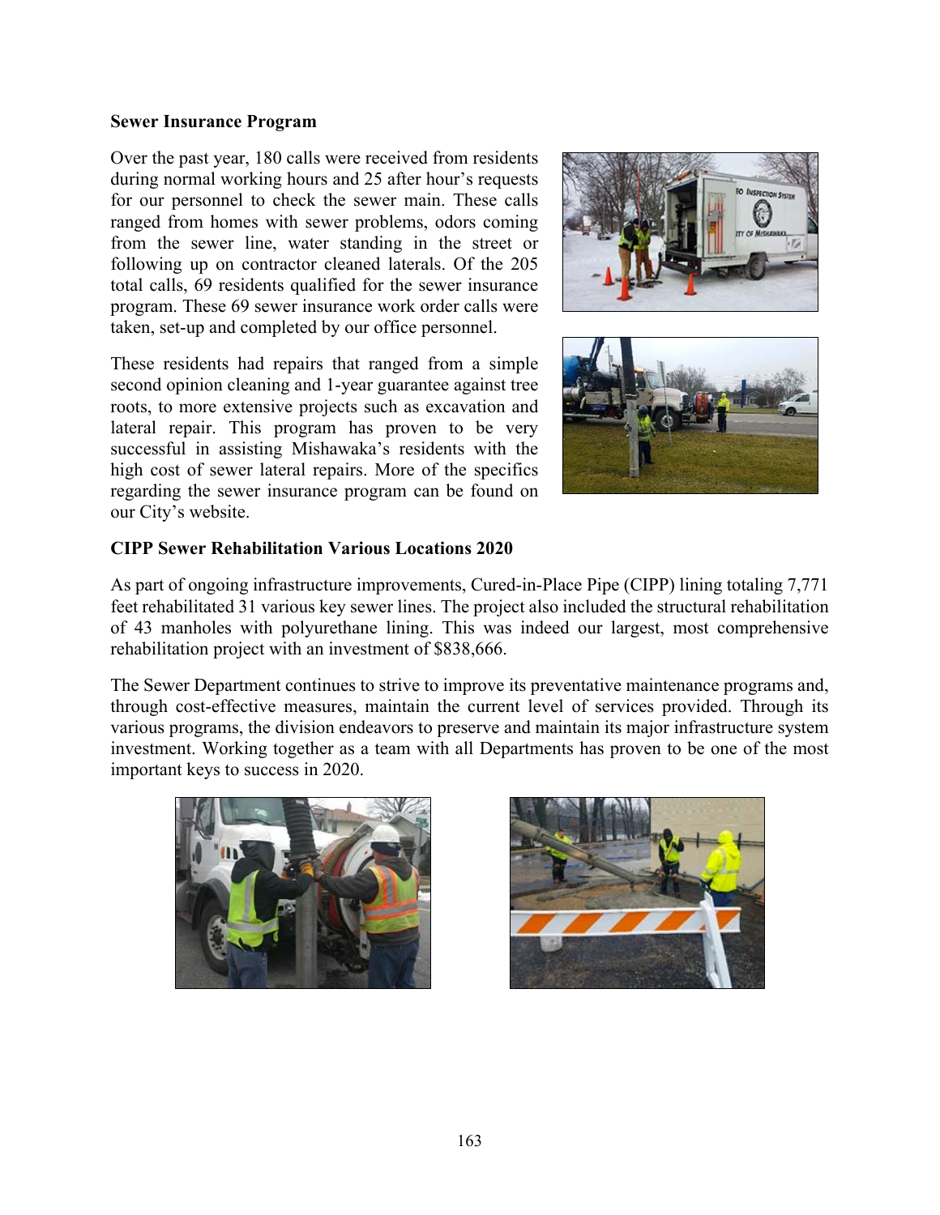**Sewer Insurance Program**

Over the past year, 180 calls were received from residents during normal working hours and 25 after hour's requests for our personnel to check the sewer main. These calls ranged from homes with sewer problems, odors coming from the sewer line, water standing in the street or following up on contractor cleaned laterals. Of the 205 total calls, 69 residents qualified for the sewer insurance program. These 69 sewer insurance work order calls were taken, set-up and completed by our office personnel.

These residents had repairs that ranged from a simple second opinion cleaning and 1-year guarantee against tree roots, to more extensive projects such as excavation and lateral repair. This program has proven to be very successful in assisting Mishawaka's residents with the high cost of sewer lateral repairs. More of the specifics regarding the sewer insurance program can be found on our City's website.

**CIPP Sewer Rehabilitation Various Locations 2020**

As part of ongoing infrastructure improvements, Cured-in-Place Pipe (CIPP) lining totaling 7,771 feet rehabilitated 31 various key sewer lines. The project also included the structural rehabilitation of 43 manholes with polyurethane lining. This was indeed our largest, most comprehensive rehabilitation project with an investment of $838,666.

The Sewer Department continues to strive to improve its preventative maintenance programs and, through cost-effective measures, maintain the current level of services provided. Through its various programs, the division endeavors to preserve and maintain its major infrastructure system investment. Working together as a team with all Departments has proven to be one of the most important keys to success in 2020.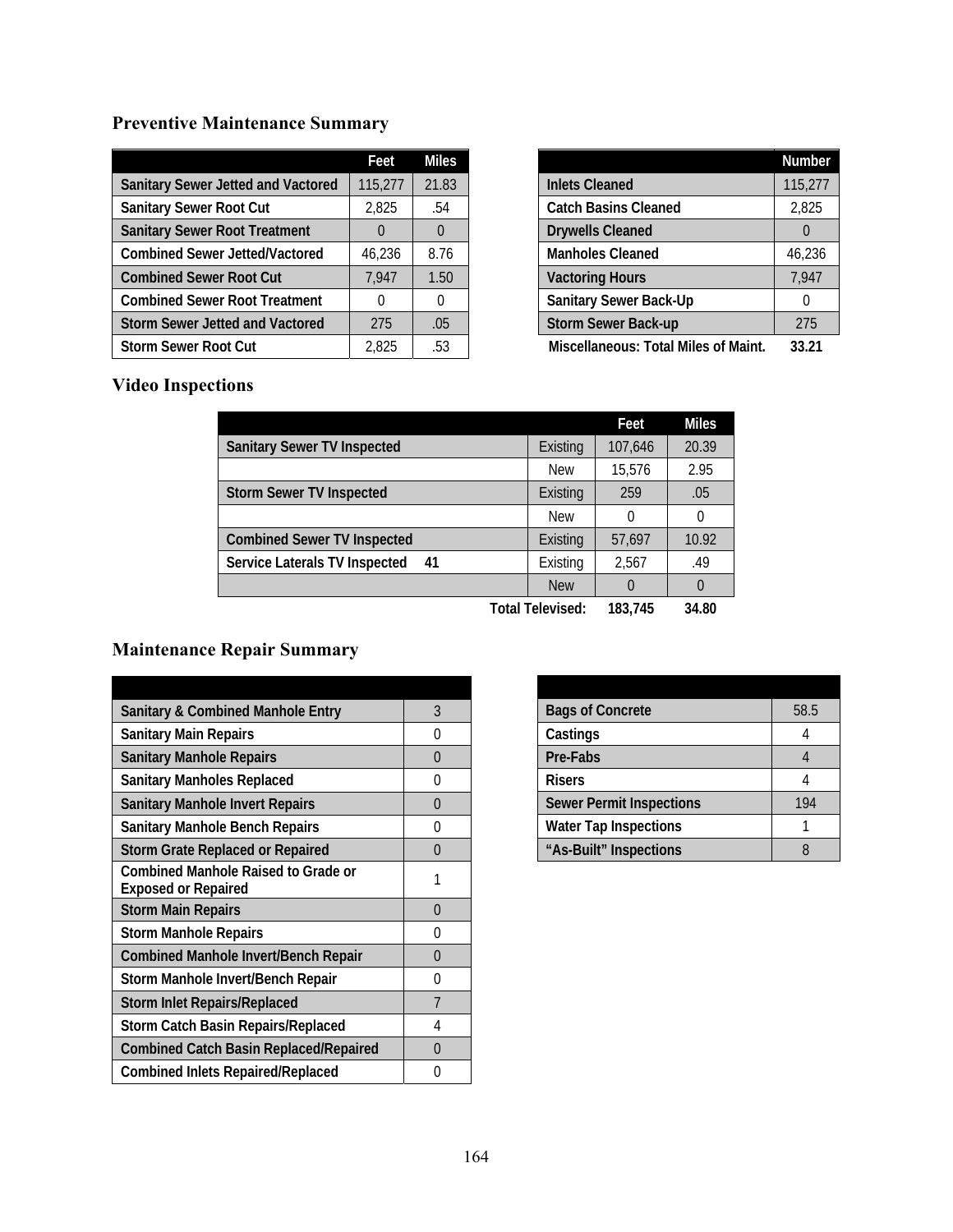## Preventive Maintenance Summary

| | Feet | Miles |
|---|---|---|
| Sanitary Sewer Jetted and Vactored | 115,277 | 21.83 |
| Sanitary Sewer Root Cut | 2,825 | .54 |
| Sanitary Sewer Root Treatment | 0 | 0 |
| Combined Sewer Jetted/Vactored | 46,236 | 8.76 |
| Combined Sewer Root Cut | 7,947 | 1.50 |
| Combined Sewer Root Treatment | 0 | 0 |
| Storm Sewer Jetted and Vactored | 275 | .05 |
| Storm Sewer Root Cut | 2,825 | .53 |

| | Number |
|---|---|
| Inlets Cleaned | 115,277 |
| Catch Basins Cleaned | 2,825 |
| Drywells Cleaned | 0 |
| Manholes Cleaned | 46,236 |
| Vactoring Hours | 7,947 |
| Sanitary Sewer Back-Up | 0 |
| Storm Sewer Back-up | 275 |
| **Miscellaneous: Total Miles of Maint.** | **33.21** |

## Video Inspections

| | | Feet | Miles |
|---|---|---|---|
| Sanitary Sewer TV Inspected | Existing | 107,646 | 20.39 |
| | New | 15,576 | 2.95 |
| Storm Sewer TV Inspected | Existing | 259 | .05 |
| | New | 0 | 0 |
| Combined Sewer TV Inspected | Existing | 57,697 | 10.92 |
| Service Laterals TV Inspected 41 | Existing | 2,567 | .49 |
| | New | 0 | 0 |
| | **Total Televised:** | **183,745** | **34.80** |

## Maintenance Repair Summary

| | |
|---|---|
| Sanitary & Combined Manhole Entry | 3 |
| Sanitary Main Repairs | 0 |
| Sanitary Manhole Repairs | 0 |
| Sanitary Manholes Replaced | 0 |
| Sanitary Manhole Invert Repairs | 0 |
| Sanitary Manhole Bench Repairs | 0 |
| Storm Grate Replaced or Repaired | 0 |
| Combined Manhole Raised to Grade or Exposed or Repaired | 1 |
| Storm Main Repairs | 0 |
| Storm Manhole Repairs | 0 |
| Combined Manhole Invert/Bench Repair | 0 |
| Storm Manhole Invert/Bench Repair | 0 |
| Storm Inlet Repairs/Replaced | 7 |
| Storm Catch Basin Repairs/Replaced | 4 |
| Combined Catch Basin Replaced/Repaired | 0 |
| Combined Inlets Repaired/Replaced | 0 |

| | |
|---|---|
| Bags of Concrete | 58.5 |
| Castings | 4 |
| Pre-Fabs | 4 |
| Risers | 4 |
| Sewer Permit Inspections | 194 |
| Water Tap Inspections | 1 |
| "As-Built" Inspections | 8 |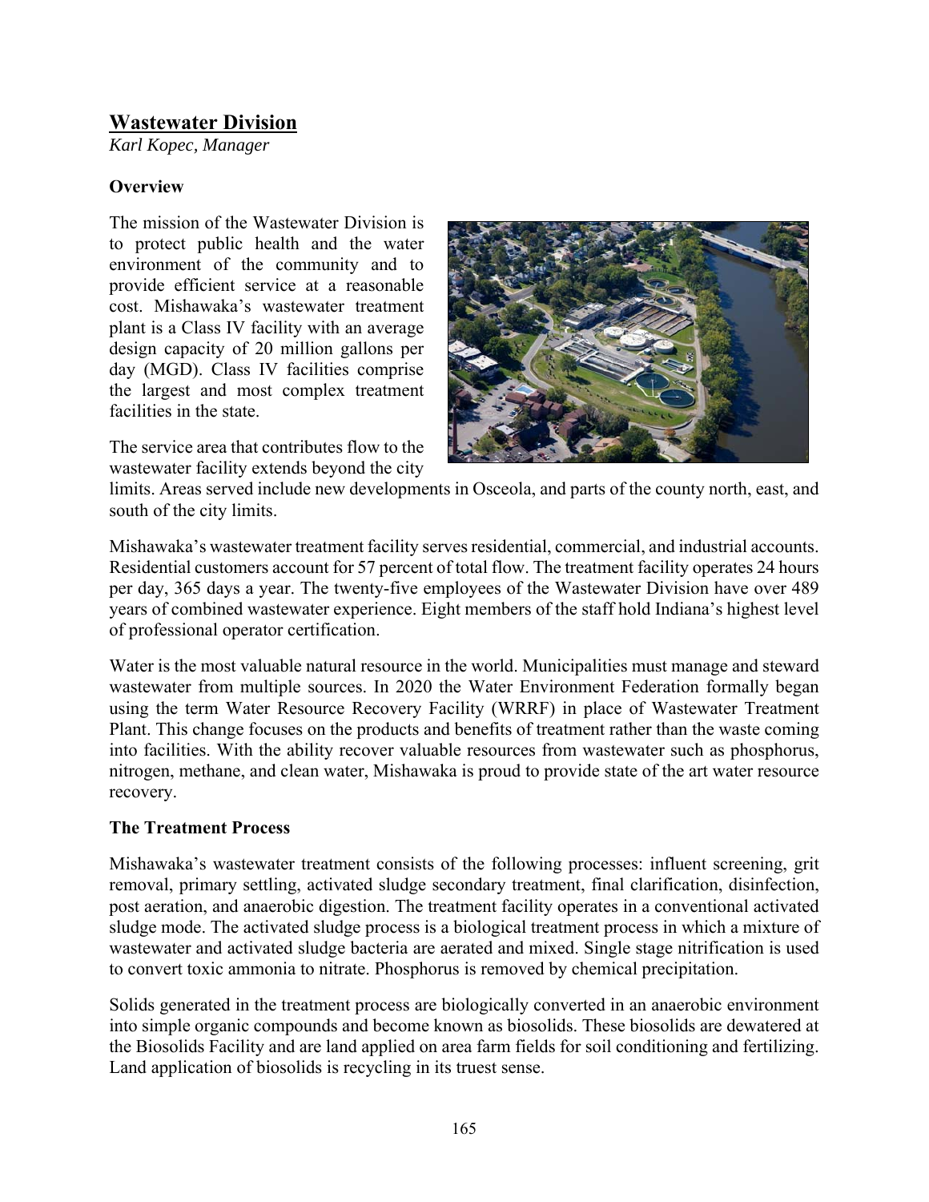## Wastewater Division

*Karl Kopec, Manager*

### Overview

The mission of the Wastewater Division is to protect public health and the water environment of the community and to provide efficient service at a reasonable cost. Mishawaka's wastewater treatment plant is a Class IV facility with an average design capacity of 20 million gallons per day (MGD). Class IV facilities comprise the largest and most complex treatment facilities in the state.

The service area that contributes flow to the wastewater facility extends beyond the city limits. Areas served include new developments in Osceola, and parts of the county north, east, and south of the city limits.

Mishawaka's wastewater treatment facility serves residential, commercial, and industrial accounts. Residential customers account for 57 percent of total flow. The treatment facility operates 24 hours per day, 365 days a year. The twenty-five employees of the Wastewater Division have over 489 years of combined wastewater experience. Eight members of the staff hold Indiana's highest level of professional operator certification.

Water is the most valuable natural resource in the world. Municipalities must manage and steward wastewater from multiple sources. In 2020 the Water Environment Federation formally began using the term Water Resource Recovery Facility (WRRF) in place of Wastewater Treatment Plant. This change focuses on the products and benefits of treatment rather than the waste coming into facilities. With the ability recover valuable resources from wastewater such as phosphorus, nitrogen, methane, and clean water, Mishawaka is proud to provide state of the art water resource recovery.

### The Treatment Process

Mishawaka's wastewater treatment consists of the following processes: influent screening, grit removal, primary settling, activated sludge secondary treatment, final clarification, disinfection, post aeration, and anaerobic digestion. The treatment facility operates in a conventional activated sludge mode. The activated sludge process is a biological treatment process in which a mixture of wastewater and activated sludge bacteria are aerated and mixed. Single stage nitrification is used to convert toxic ammonia to nitrate. Phosphorus is removed by chemical precipitation.

Solids generated in the treatment process are biologically converted in an anaerobic environment into simple organic compounds and become known as biosolids. These biosolids are dewatered at the Biosolids Facility and are land applied on area farm fields for soil conditioning and fertilizing. Land application of biosolids is recycling in its truest sense.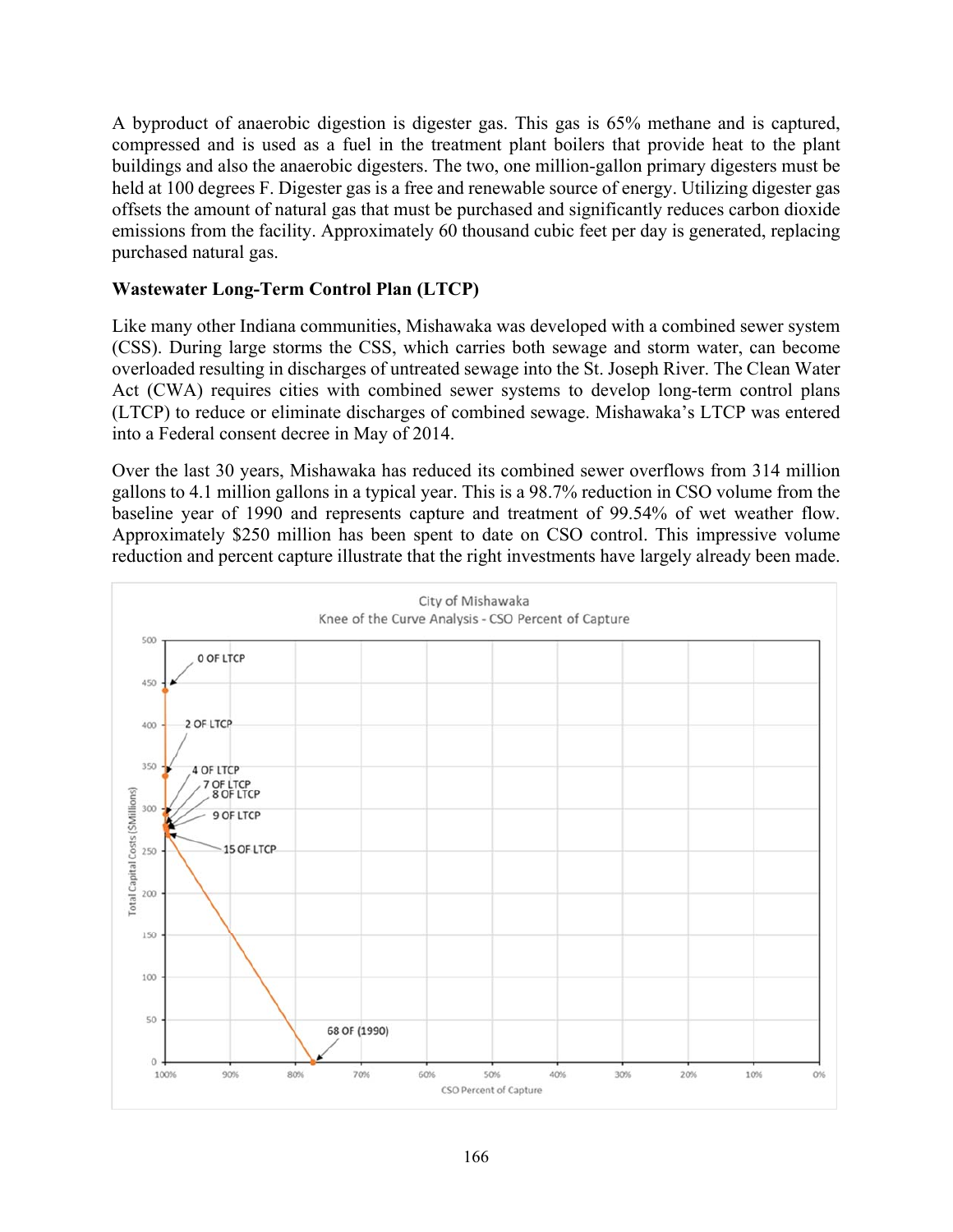A byproduct of anaerobic digestion is digester gas. This gas is 65% methane and is captured, compressed and is used as a fuel in the treatment plant boilers that provide heat to the plant buildings and also the anaerobic digesters. The two, one million-gallon primary digesters must be held at 100 degrees F. Digester gas is a free and renewable source of energy. Utilizing digester gas offsets the amount of natural gas that must be purchased and significantly reduces carbon dioxide emissions from the facility. Approximately 60 thousand cubic feet per day is generated, replacing purchased natural gas.

**Wastewater Long-Term Control Plan (LTCP)**

Like many other Indiana communities, Mishawaka was developed with a combined sewer system (CSS). During large storms the CSS, which carries both sewage and storm water, can become overloaded resulting in discharges of untreated sewage into the St. Joseph River. The Clean Water Act (CWA) requires cities with combined sewer systems to develop long-term control plans (LTCP) to reduce or eliminate discharges of combined sewage. Mishawaka's LTCP was entered into a Federal consent decree in May of 2014.

Over the last 30 years, Mishawaka has reduced its combined sewer overflows from 314 million gallons to 4.1 million gallons in a typical year. This is a 98.7% reduction in CSO volume from the baseline year of 1990 and represents capture and treatment of 99.54% of wet weather flow. Approximately $250 million has been spent to date on CSO control. This impressive volume reduction and percent capture illustrate that the right investments have largely already been made.

City of Mishawaka
Knee of the Curve Analysis - CSO Percent of Capture

| Label | Approx. Total Capital Costs ($Millions) |
|---|---|
| 0 OF LTCP | ~440 |
| 2 OF LTCP | ~340 |
| 4 OF LTCP | ~295 |
| 7 OF LTCP | ~285 |
| 8 OF LTCP | ~280 |
| 9 OF LTCP | ~278 |
| 15 OF LTCP | ~270 |
| 68 OF (1990) | 0 (at ~77% capture) |

Y-axis: Total Capital Costs ($Millions), 0–500. X-axis: CSO Percent of Capture, 100% to 0%.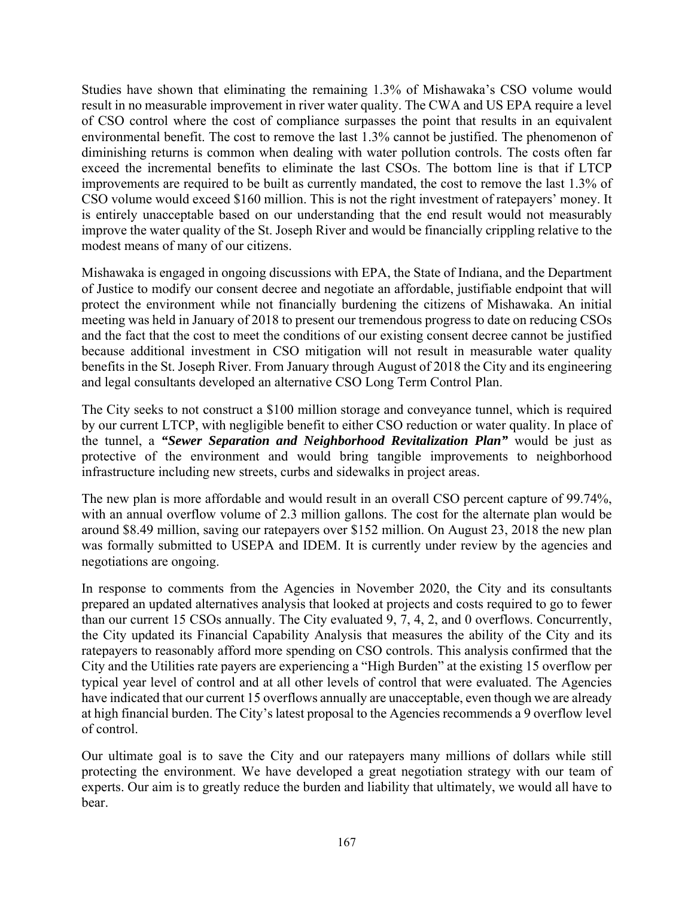Studies have shown that eliminating the remaining 1.3% of Mishawaka's CSO volume would result in no measurable improvement in river water quality. The CWA and US EPA require a level of CSO control where the cost of compliance surpasses the point that results in an equivalent environmental benefit. The cost to remove the last 1.3% cannot be justified. The phenomenon of diminishing returns is common when dealing with water pollution controls. The costs often far exceed the incremental benefits to eliminate the last CSOs. The bottom line is that if LTCP improvements are required to be built as currently mandated, the cost to remove the last 1.3% of CSO volume would exceed $160 million. This is not the right investment of ratepayers' money. It is entirely unacceptable based on our understanding that the end result would not measurably improve the water quality of the St. Joseph River and would be financially crippling relative to the modest means of many of our citizens.

Mishawaka is engaged in ongoing discussions with EPA, the State of Indiana, and the Department of Justice to modify our consent decree and negotiate an affordable, justifiable endpoint that will protect the environment while not financially burdening the citizens of Mishawaka. An initial meeting was held in January of 2018 to present our tremendous progress to date on reducing CSOs and the fact that the cost to meet the conditions of our existing consent decree cannot be justified because additional investment in CSO mitigation will not result in measurable water quality benefits in the St. Joseph River. From January through August of 2018 the City and its engineering and legal consultants developed an alternative CSO Long Term Control Plan.

The City seeks to not construct a $100 million storage and conveyance tunnel, which is required by our current LTCP, with negligible benefit to either CSO reduction or water quality. In place of the tunnel, a ***"Sewer Separation and Neighborhood Revitalization Plan"*** would be just as protective of the environment and would bring tangible improvements to neighborhood infrastructure including new streets, curbs and sidewalks in project areas.

The new plan is more affordable and would result in an overall CSO percent capture of 99.74%, with an annual overflow volume of 2.3 million gallons. The cost for the alternate plan would be around $8.49 million, saving our ratepayers over $152 million. On August 23, 2018 the new plan was formally submitted to USEPA and IDEM. It is currently under review by the agencies and negotiations are ongoing.

In response to comments from the Agencies in November 2020, the City and its consultants prepared an updated alternatives analysis that looked at projects and costs required to go to fewer than our current 15 CSOs annually. The City evaluated 9, 7, 4, 2, and 0 overflows. Concurrently, the City updated its Financial Capability Analysis that measures the ability of the City and its ratepayers to reasonably afford more spending on CSO controls. This analysis confirmed that the City and the Utilities rate payers are experiencing a "High Burden" at the existing 15 overflow per typical year level of control and at all other levels of control that were evaluated. The Agencies have indicated that our current 15 overflows annually are unacceptable, even though we are already at high financial burden. The City's latest proposal to the Agencies recommends a 9 overflow level of control.

Our ultimate goal is to save the City and our ratepayers many millions of dollars while still protecting the environment. We have developed a great negotiation strategy with our team of experts. Our aim is to greatly reduce the burden and liability that ultimately, we would all have to bear.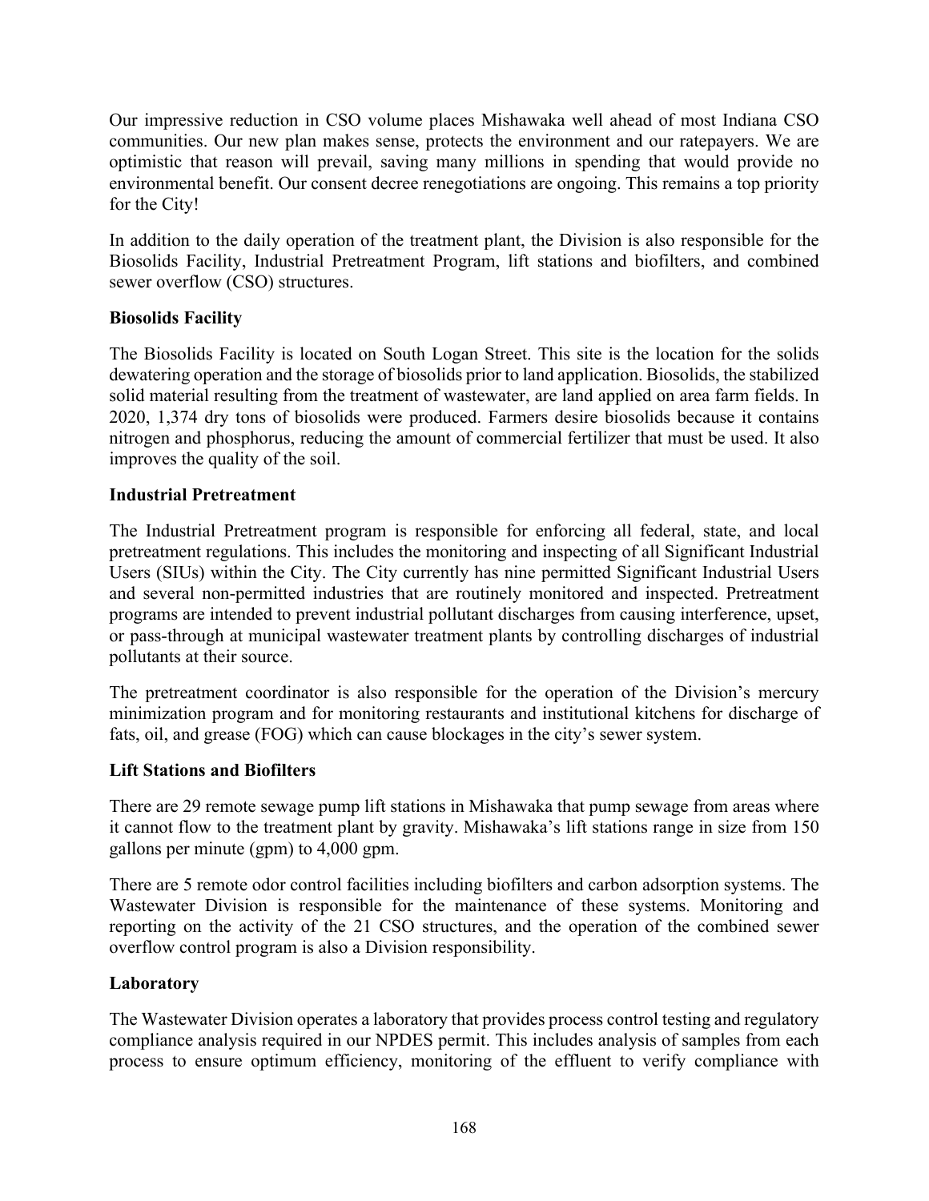Our impressive reduction in CSO volume places Mishawaka well ahead of most Indiana CSO communities. Our new plan makes sense, protects the environment and our ratepayers. We are optimistic that reason will prevail, saving many millions in spending that would provide no environmental benefit. Our consent decree renegotiations are ongoing. This remains a top priority for the City!

In addition to the daily operation of the treatment plant, the Division is also responsible for the Biosolids Facility, Industrial Pretreatment Program, lift stations and biofilters, and combined sewer overflow (CSO) structures.

**Biosolids Facility**

The Biosolids Facility is located on South Logan Street. This site is the location for the solids dewatering operation and the storage of biosolids prior to land application. Biosolids, the stabilized solid material resulting from the treatment of wastewater, are land applied on area farm fields. In 2020, 1,374 dry tons of biosolids were produced. Farmers desire biosolids because it contains nitrogen and phosphorus, reducing the amount of commercial fertilizer that must be used. It also improves the quality of the soil.

**Industrial Pretreatment**

The Industrial Pretreatment program is responsible for enforcing all federal, state, and local pretreatment regulations. This includes the monitoring and inspecting of all Significant Industrial Users (SIUs) within the City. The City currently has nine permitted Significant Industrial Users and several non-permitted industries that are routinely monitored and inspected. Pretreatment programs are intended to prevent industrial pollutant discharges from causing interference, upset, or pass-through at municipal wastewater treatment plants by controlling discharges of industrial pollutants at their source.

The pretreatment coordinator is also responsible for the operation of the Division's mercury minimization program and for monitoring restaurants and institutional kitchens for discharge of fats, oil, and grease (FOG) which can cause blockages in the city's sewer system.

**Lift Stations and Biofilters**

There are 29 remote sewage pump lift stations in Mishawaka that pump sewage from areas where it cannot flow to the treatment plant by gravity. Mishawaka's lift stations range in size from 150 gallons per minute (gpm) to 4,000 gpm.

There are 5 remote odor control facilities including biofilters and carbon adsorption systems. The Wastewater Division is responsible for the maintenance of these systems. Monitoring and reporting on the activity of the 21 CSO structures, and the operation of the combined sewer overflow control program is also a Division responsibility.

**Laboratory**

The Wastewater Division operates a laboratory that provides process control testing and regulatory compliance analysis required in our NPDES permit. This includes analysis of samples from each process to ensure optimum efficiency, monitoring of the effluent to verify compliance with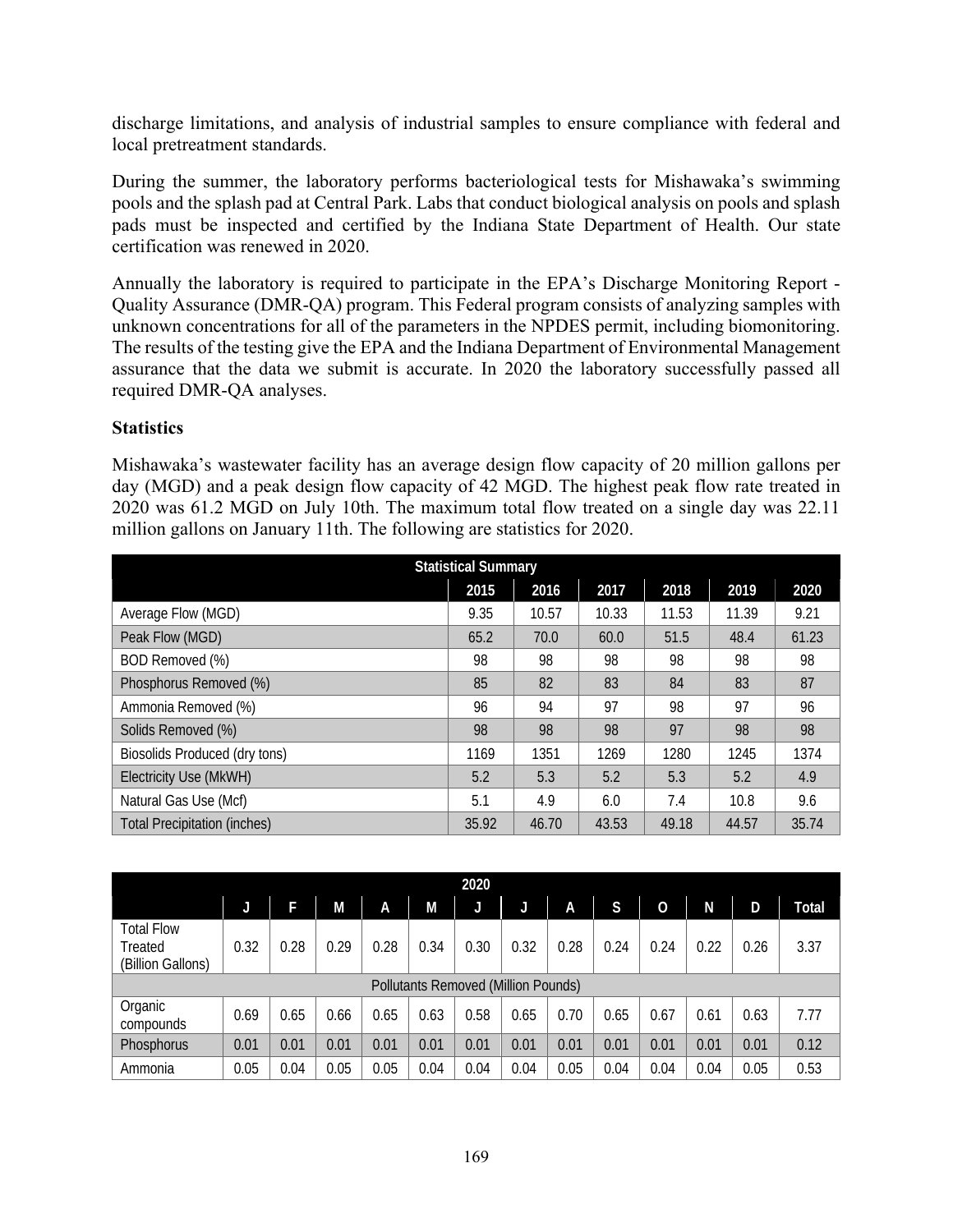discharge limitations, and analysis of industrial samples to ensure compliance with federal and local pretreatment standards.

During the summer, the laboratory performs bacteriological tests for Mishawaka's swimming pools and the splash pad at Central Park. Labs that conduct biological analysis on pools and splash pads must be inspected and certified by the Indiana State Department of Health. Our state certification was renewed in 2020.

Annually the laboratory is required to participate in the EPA's Discharge Monitoring Report - Quality Assurance (DMR-QA) program. This Federal program consists of analyzing samples with unknown concentrations for all of the parameters in the NPDES permit, including biomonitoring. The results of the testing give the EPA and the Indiana Department of Environmental Management assurance that the data we submit is accurate. In 2020 the laboratory successfully passed all required DMR-QA analyses.

**Statistics**

Mishawaka's wastewater facility has an average design flow capacity of 20 million gallons per day (MGD) and a peak design flow capacity of 42 MGD. The highest peak flow rate treated in 2020 was 61.2 MGD on July 10th. The maximum total flow treated on a single day was 22.11 million gallons on January 11th. The following are statistics for 2020.

| Statistical Summary | | | | | | |
|---|---|---|---|---|---|---|
| | 2015 | 2016 | 2017 | 2018 | 2019 | 2020 |
| Average Flow (MGD) | 9.35 | 10.57 | 10.33 | 11.53 | 11.39 | 9.21 |
| Peak Flow (MGD) | 65.2 | 70.0 | 60.0 | 51.5 | 48.4 | 61.23 |
| BOD Removed (%) | 98 | 98 | 98 | 98 | 98 | 98 |
| Phosphorus Removed (%) | 85 | 82 | 83 | 84 | 83 | 87 |
| Ammonia Removed (%) | 96 | 94 | 97 | 98 | 97 | 96 |
| Solids Removed (%) | 98 | 98 | 98 | 97 | 98 | 98 |
| Biosolids Produced (dry tons) | 1169 | 1351 | 1269 | 1280 | 1245 | 1374 |
| Electricity Use (MkWH) | 5.2 | 5.3 | 5.2 | 5.3 | 5.2 | 4.9 |
| Natural Gas Use (Mcf) | 5.1 | 4.9 | 6.0 | 7.4 | 10.8 | 9.6 |
| Total Precipitation (inches) | 35.92 | 46.70 | 43.53 | 49.18 | 44.57 | 35.74 |

| 2020 | | | | | | | | | | | | | |
|---|---|---|---|---|---|---|---|---|---|---|---|---|---|
| | J | F | M | A | M | J | J | A | S | O | N | D | Total |
| Total Flow Treated (Billion Gallons) | 0.32 | 0.28 | 0.29 | 0.28 | 0.34 | 0.30 | 0.32 | 0.28 | 0.24 | 0.24 | 0.22 | 0.26 | 3.37 |
| Pollutants Removed (Million Pounds) | | | | | | | | | | | | | |
| Organic compounds | 0.69 | 0.65 | 0.66 | 0.65 | 0.63 | 0.58 | 0.65 | 0.70 | 0.65 | 0.67 | 0.61 | 0.63 | 7.77 |
| Phosphorus | 0.01 | 0.01 | 0.01 | 0.01 | 0.01 | 0.01 | 0.01 | 0.01 | 0.01 | 0.01 | 0.01 | 0.01 | 0.12 |
| Ammonia | 0.05 | 0.04 | 0.05 | 0.05 | 0.04 | 0.04 | 0.04 | 0.05 | 0.04 | 0.04 | 0.04 | 0.05 | 0.53 |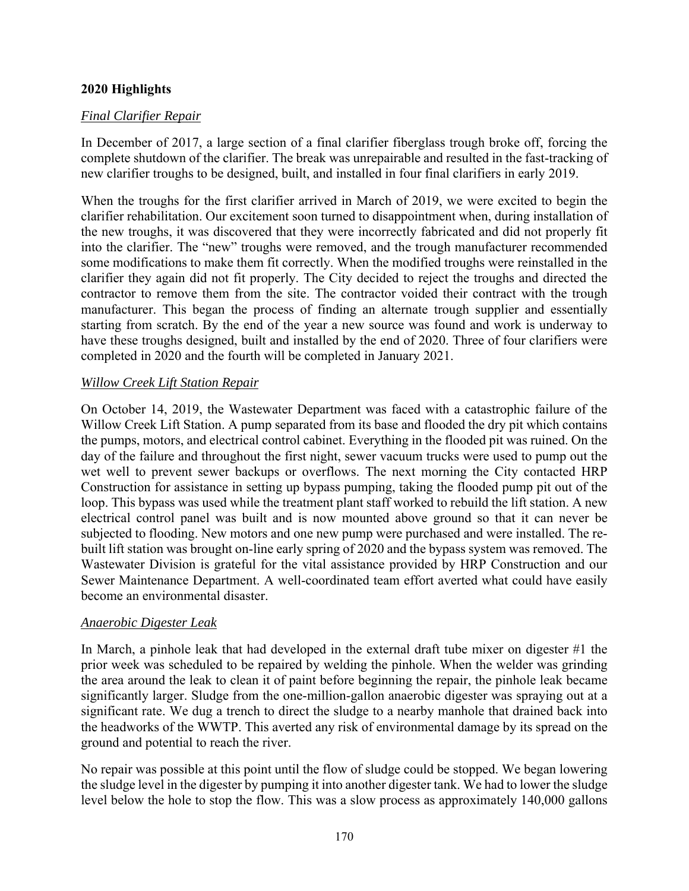**2020 Highlights**

*Final Clarifier Repair*

In December of 2017, a large section of a final clarifier fiberglass trough broke off, forcing the complete shutdown of the clarifier. The break was unrepairable and resulted in the fast-tracking of new clarifier troughs to be designed, built, and installed in four final clarifiers in early 2019.

When the troughs for the first clarifier arrived in March of 2019, we were excited to begin the clarifier rehabilitation. Our excitement soon turned to disappointment when, during installation of the new troughs, it was discovered that they were incorrectly fabricated and did not properly fit into the clarifier. The "new" troughs were removed, and the trough manufacturer recommended some modifications to make them fit correctly. When the modified troughs were reinstalled in the clarifier they again did not fit properly. The City decided to reject the troughs and directed the contractor to remove them from the site. The contractor voided their contract with the trough manufacturer. This began the process of finding an alternate trough supplier and essentially starting from scratch. By the end of the year a new source was found and work is underway to have these troughs designed, built and installed by the end of 2020. Three of four clarifiers were completed in 2020 and the fourth will be completed in January 2021.

*Willow Creek Lift Station Repair*

On October 14, 2019, the Wastewater Department was faced with a catastrophic failure of the Willow Creek Lift Station. A pump separated from its base and flooded the dry pit which contains the pumps, motors, and electrical control cabinet. Everything in the flooded pit was ruined. On the day of the failure and throughout the first night, sewer vacuum trucks were used to pump out the wet well to prevent sewer backups or overflows. The next morning the City contacted HRP Construction for assistance in setting up bypass pumping, taking the flooded pump pit out of the loop. This bypass was used while the treatment plant staff worked to rebuild the lift station. A new electrical control panel was built and is now mounted above ground so that it can never be subjected to flooding. New motors and one new pump were purchased and were installed. The re-built lift station was brought on-line early spring of 2020 and the bypass system was removed. The Wastewater Division is grateful for the vital assistance provided by HRP Construction and our Sewer Maintenance Department. A well-coordinated team effort averted what could have easily become an environmental disaster.

*Anaerobic Digester Leak*

In March, a pinhole leak that had developed in the external draft tube mixer on digester #1 the prior week was scheduled to be repaired by welding the pinhole. When the welder was grinding the area around the leak to clean it of paint before beginning the repair, the pinhole leak became significantly larger. Sludge from the one-million-gallon anaerobic digester was spraying out at a significant rate. We dug a trench to direct the sludge to a nearby manhole that drained back into the headworks of the WWTP. This averted any risk of environmental damage by its spread on the ground and potential to reach the river.

No repair was possible at this point until the flow of sludge could be stopped. We began lowering the sludge level in the digester by pumping it into another digester tank. We had to lower the sludge level below the hole to stop the flow. This was a slow process as approximately 140,000 gallons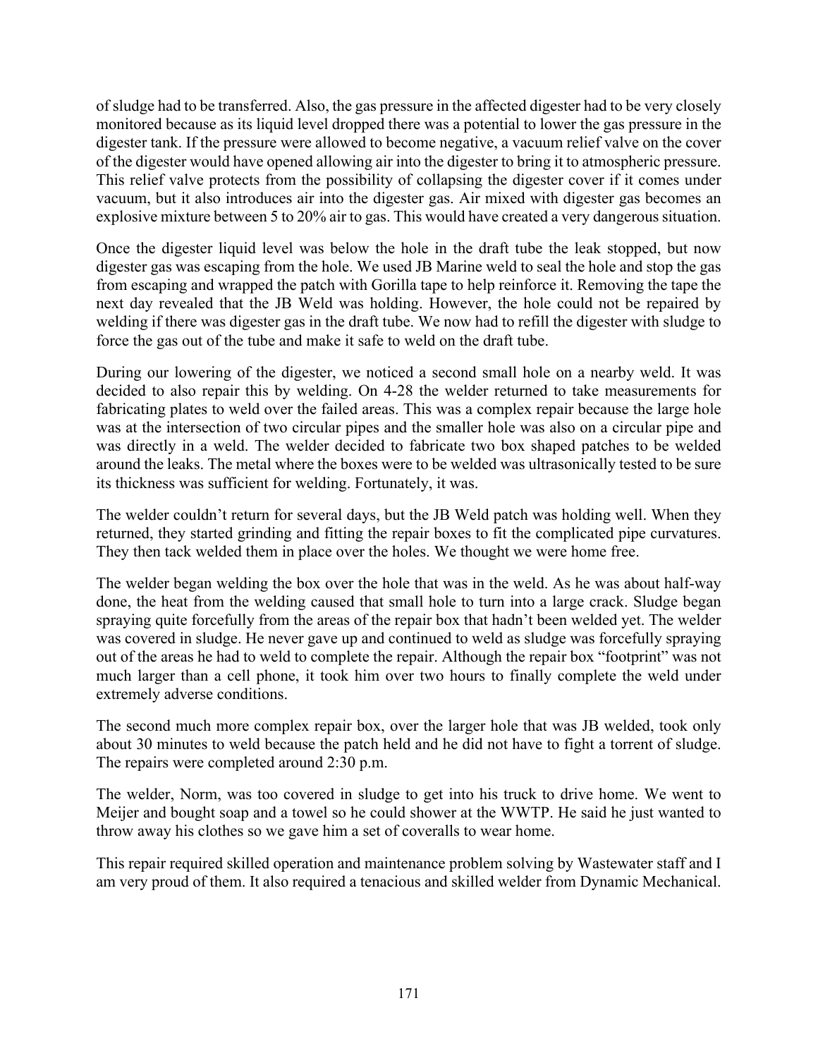of sludge had to be transferred. Also, the gas pressure in the affected digester had to be very closely monitored because as its liquid level dropped there was a potential to lower the gas pressure in the digester tank. If the pressure were allowed to become negative, a vacuum relief valve on the cover of the digester would have opened allowing air into the digester to bring it to atmospheric pressure. This relief valve protects from the possibility of collapsing the digester cover if it comes under vacuum, but it also introduces air into the digester gas. Air mixed with digester gas becomes an explosive mixture between 5 to 20% air to gas. This would have created a very dangerous situation.

Once the digester liquid level was below the hole in the draft tube the leak stopped, but now digester gas was escaping from the hole. We used JB Marine weld to seal the hole and stop the gas from escaping and wrapped the patch with Gorilla tape to help reinforce it. Removing the tape the next day revealed that the JB Weld was holding. However, the hole could not be repaired by welding if there was digester gas in the draft tube. We now had to refill the digester with sludge to force the gas out of the tube and make it safe to weld on the draft tube.

During our lowering of the digester, we noticed a second small hole on a nearby weld. It was decided to also repair this by welding. On 4-28 the welder returned to take measurements for fabricating plates to weld over the failed areas. This was a complex repair because the large hole was at the intersection of two circular pipes and the smaller hole was also on a circular pipe and was directly in a weld. The welder decided to fabricate two box shaped patches to be welded around the leaks. The metal where the boxes were to be welded was ultrasonically tested to be sure its thickness was sufficient for welding. Fortunately, it was.

The welder couldn't return for several days, but the JB Weld patch was holding well. When they returned, they started grinding and fitting the repair boxes to fit the complicated pipe curvatures. They then tack welded them in place over the holes. We thought we were home free.

The welder began welding the box over the hole that was in the weld. As he was about half-way done, the heat from the welding caused that small hole to turn into a large crack. Sludge began spraying quite forcefully from the areas of the repair box that hadn't been welded yet. The welder was covered in sludge. He never gave up and continued to weld as sludge was forcefully spraying out of the areas he had to weld to complete the repair. Although the repair box "footprint" was not much larger than a cell phone, it took him over two hours to finally complete the weld under extremely adverse conditions.

The second much more complex repair box, over the larger hole that was JB welded, took only about 30 minutes to weld because the patch held and he did not have to fight a torrent of sludge. The repairs were completed around 2:30 p.m.

The welder, Norm, was too covered in sludge to get into his truck to drive home. We went to Meijer and bought soap and a towel so he could shower at the WWTP. He said he just wanted to throw away his clothes so we gave him a set of coveralls to wear home.

This repair required skilled operation and maintenance problem solving by Wastewater staff and I am very proud of them. It also required a tenacious and skilled welder from Dynamic Mechanical.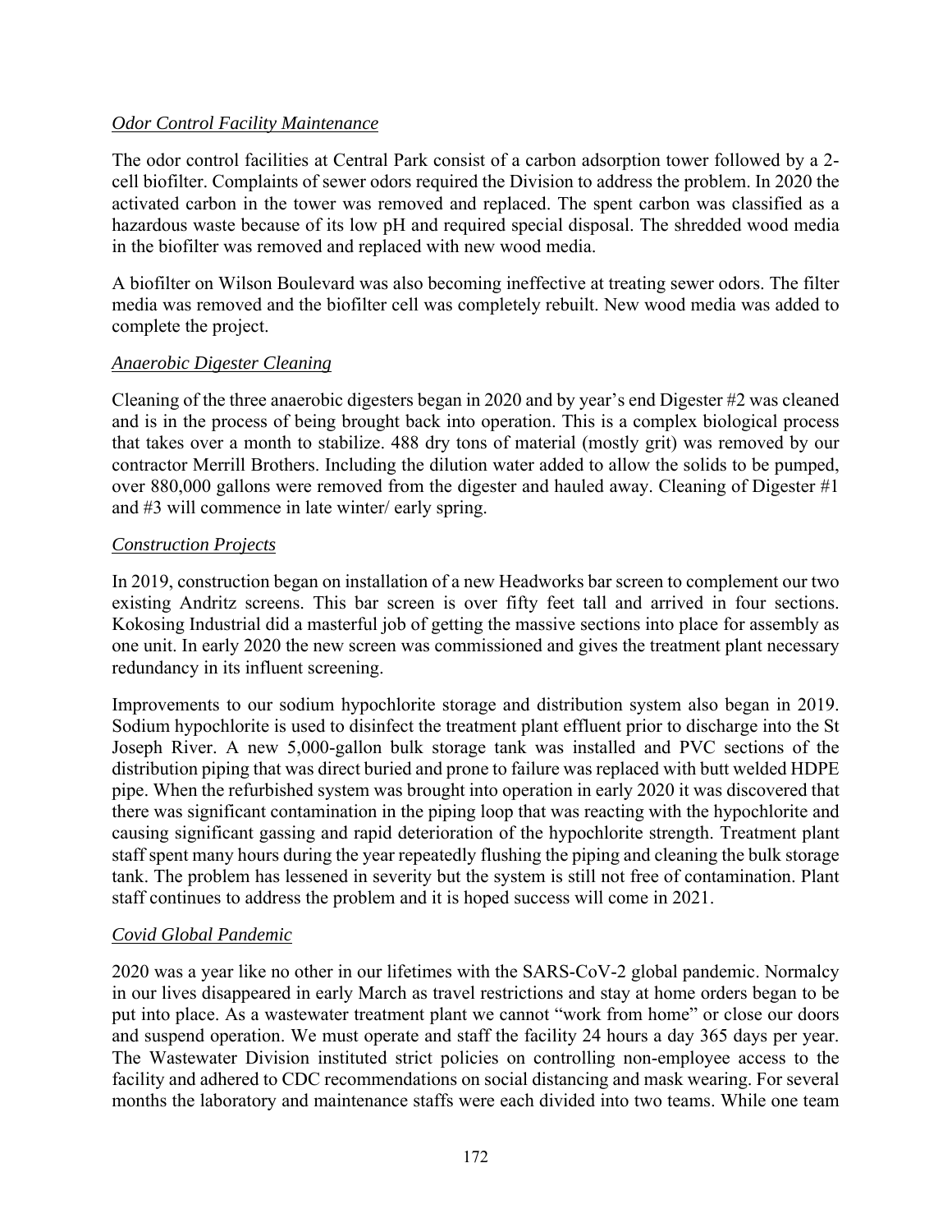*Odor Control Facility Maintenance*

The odor control facilities at Central Park consist of a carbon adsorption tower followed by a 2-cell biofilter. Complaints of sewer odors required the Division to address the problem. In 2020 the activated carbon in the tower was removed and replaced. The spent carbon was classified as a hazardous waste because of its low pH and required special disposal. The shredded wood media in the biofilter was removed and replaced with new wood media.

A biofilter on Wilson Boulevard was also becoming ineffective at treating sewer odors. The filter media was removed and the biofilter cell was completely rebuilt. New wood media was added to complete the project.

*Anaerobic Digester Cleaning*

Cleaning of the three anaerobic digesters began in 2020 and by year's end Digester #2 was cleaned and is in the process of being brought back into operation. This is a complex biological process that takes over a month to stabilize. 488 dry tons of material (mostly grit) was removed by our contractor Merrill Brothers. Including the dilution water added to allow the solids to be pumped, over 880,000 gallons were removed from the digester and hauled away. Cleaning of Digester #1 and #3 will commence in late winter/ early spring.

*Construction Projects*

In 2019, construction began on installation of a new Headworks bar screen to complement our two existing Andritz screens. This bar screen is over fifty feet tall and arrived in four sections. Kokosing Industrial did a masterful job of getting the massive sections into place for assembly as one unit. In early 2020 the new screen was commissioned and gives the treatment plant necessary redundancy in its influent screening.

Improvements to our sodium hypochlorite storage and distribution system also began in 2019. Sodium hypochlorite is used to disinfect the treatment plant effluent prior to discharge into the St Joseph River. A new 5,000-gallon bulk storage tank was installed and PVC sections of the distribution piping that was direct buried and prone to failure was replaced with butt welded HDPE pipe. When the refurbished system was brought into operation in early 2020 it was discovered that there was significant contamination in the piping loop that was reacting with the hypochlorite and causing significant gassing and rapid deterioration of the hypochlorite strength. Treatment plant staff spent many hours during the year repeatedly flushing the piping and cleaning the bulk storage tank. The problem has lessened in severity but the system is still not free of contamination. Plant staff continues to address the problem and it is hoped success will come in 2021.

*Covid Global Pandemic*

2020 was a year like no other in our lifetimes with the SARS-CoV-2 global pandemic. Normalcy in our lives disappeared in early March as travel restrictions and stay at home orders began to be put into place. As a wastewater treatment plant we cannot "work from home" or close our doors and suspend operation. We must operate and staff the facility 24 hours a day 365 days per year. The Wastewater Division instituted strict policies on controlling non-employee access to the facility and adhered to CDC recommendations on social distancing and mask wearing. For several months the laboratory and maintenance staffs were each divided into two teams. While one team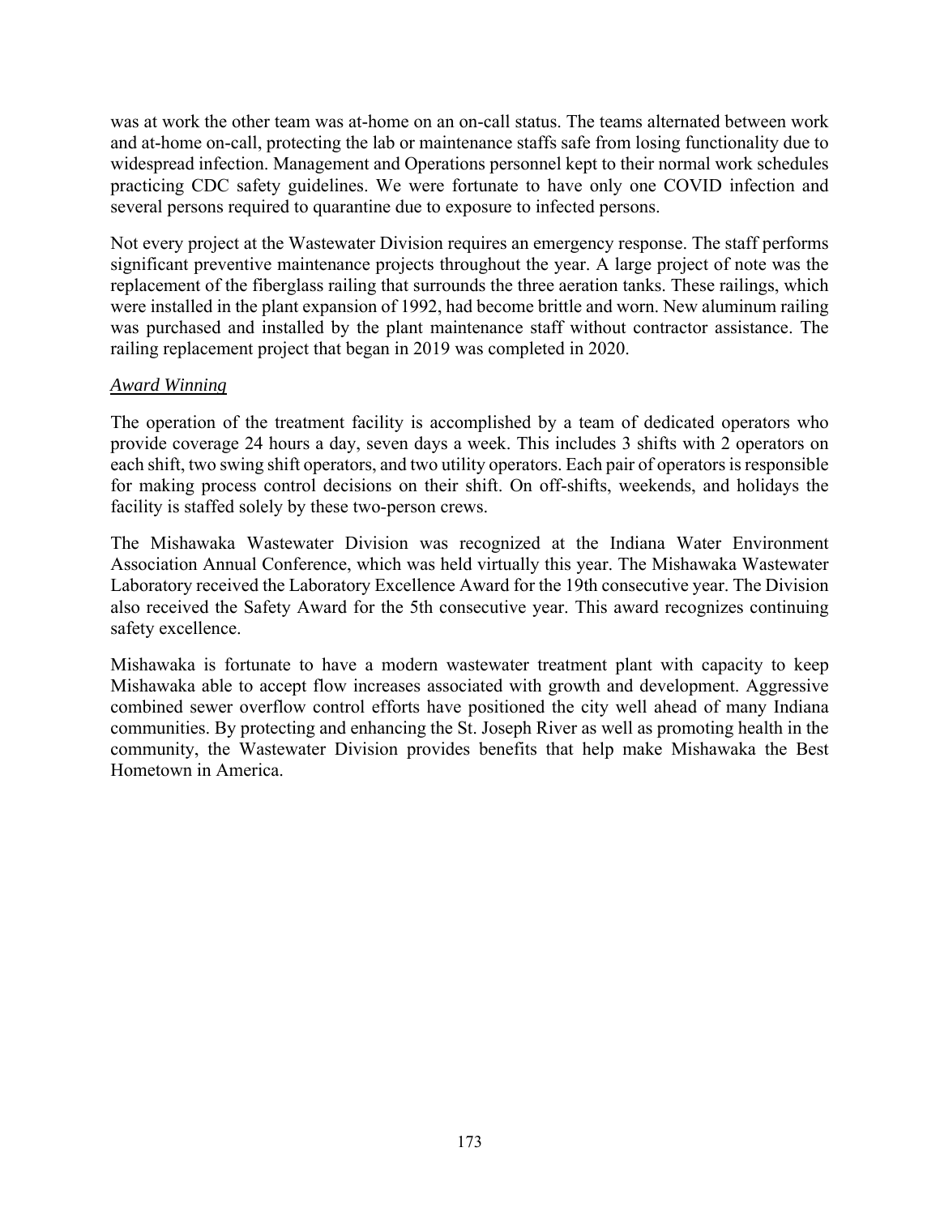was at work the other team was at-home on an on-call status. The teams alternated between work and at-home on-call, protecting the lab or maintenance staffs safe from losing functionality due to widespread infection. Management and Operations personnel kept to their normal work schedules practicing CDC safety guidelines. We were fortunate to have only one COVID infection and several persons required to quarantine due to exposure to infected persons.

Not every project at the Wastewater Division requires an emergency response. The staff performs significant preventive maintenance projects throughout the year. A large project of note was the replacement of the fiberglass railing that surrounds the three aeration tanks. These railings, which were installed in the plant expansion of 1992, had become brittle and worn. New aluminum railing was purchased and installed by the plant maintenance staff without contractor assistance. The railing replacement project that began in 2019 was completed in 2020.

*Award Winning*

The operation of the treatment facility is accomplished by a team of dedicated operators who provide coverage 24 hours a day, seven days a week. This includes 3 shifts with 2 operators on each shift, two swing shift operators, and two utility operators. Each pair of operators is responsible for making process control decisions on their shift. On off-shifts, weekends, and holidays the facility is staffed solely by these two-person crews.

The Mishawaka Wastewater Division was recognized at the Indiana Water Environment Association Annual Conference, which was held virtually this year. The Mishawaka Wastewater Laboratory received the Laboratory Excellence Award for the 19th consecutive year. The Division also received the Safety Award for the 5th consecutive year. This award recognizes continuing safety excellence.

Mishawaka is fortunate to have a modern wastewater treatment plant with capacity to keep Mishawaka able to accept flow increases associated with growth and development. Aggressive combined sewer overflow control efforts have positioned the city well ahead of many Indiana communities. By protecting and enhancing the St. Joseph River as well as promoting health in the community, the Wastewater Division provides benefits that help make Mishawaka the Best Hometown in America.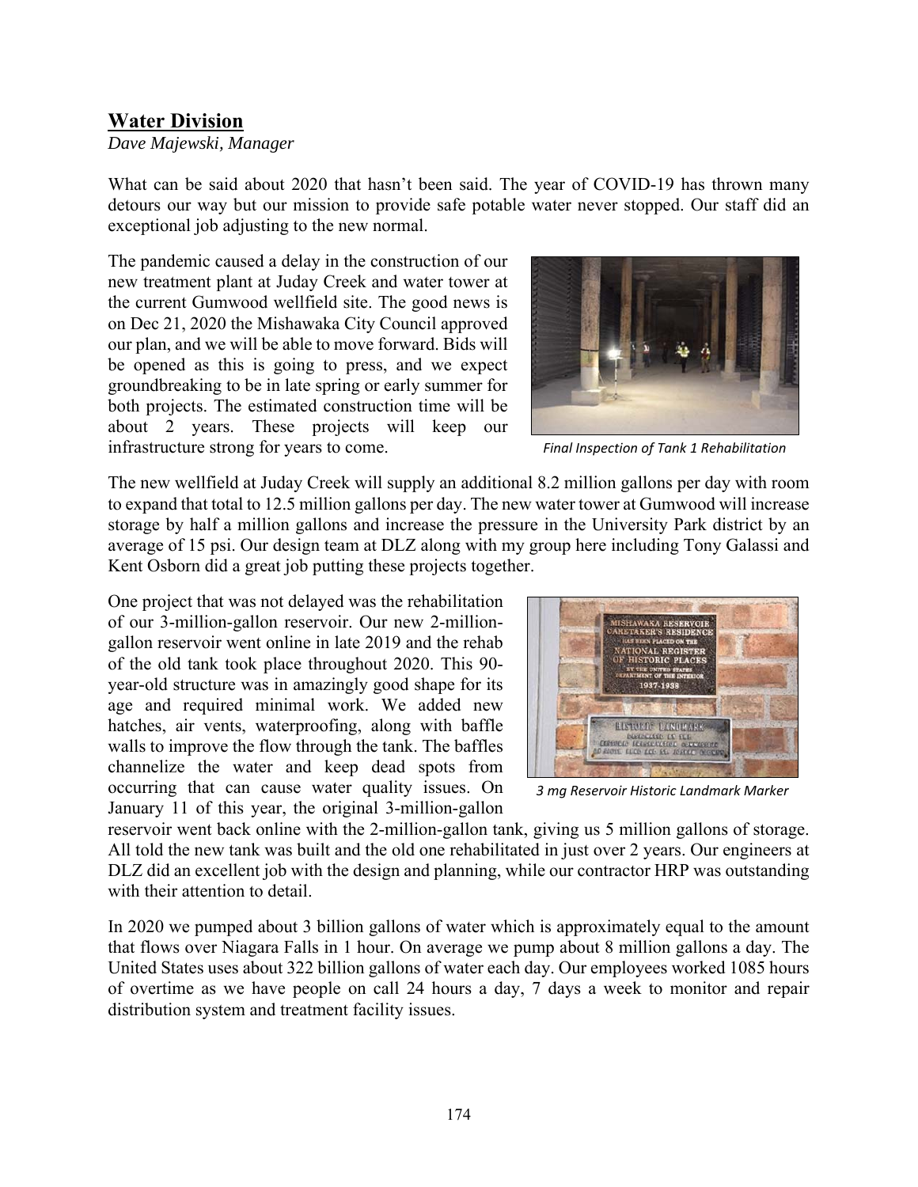## Water Division

*Dave Majewski, Manager*

What can be said about 2020 that hasn't been said. The year of COVID-19 has thrown many detours our way but our mission to provide safe potable water never stopped. Our staff did an exceptional job adjusting to the new normal.

The pandemic caused a delay in the construction of our new treatment plant at Juday Creek and water tower at the current Gumwood wellfield site. The good news is on Dec 21, 2020 the Mishawaka City Council approved our plan, and we will be able to move forward. Bids will be opened as this is going to press, and we expect groundbreaking to be in late spring or early summer for both projects. The estimated construction time will be about 2 years. These projects will keep our infrastructure strong for years to come.

*Final Inspection of Tank 1 Rehabilitation*

The new wellfield at Juday Creek will supply an additional 8.2 million gallons per day with room to expand that total to 12.5 million gallons per day. The new water tower at Gumwood will increase storage by half a million gallons and increase the pressure in the University Park district by an average of 15 psi. Our design team at DLZ along with my group here including Tony Galassi and Kent Osborn did a great job putting these projects together.

One project that was not delayed was the rehabilitation of our 3-million-gallon reservoir. Our new 2-million-gallon reservoir went online in late 2019 and the rehab of the old tank took place throughout 2020. This 90-year-old structure was in amazingly good shape for its age and required minimal work. We added new hatches, air vents, waterproofing, along with baffle walls to improve the flow through the tank. The baffles channelize the water and keep dead spots from occurring that can cause water quality issues. On January 11 of this year, the original 3-million-gallon reservoir went back online with the 2-million-gallon tank, giving us 5 million gallons of storage. All told the new tank was built and the old one rehabilitated in just over 2 years. Our engineers at DLZ did an excellent job with the design and planning, while our contractor HRP was outstanding with their attention to detail.

*3 mg Reservoir Historic Landmark Marker*

In 2020 we pumped about 3 billion gallons of water which is approximately equal to the amount that flows over Niagara Falls in 1 hour. On average we pump about 8 million gallons a day. The United States uses about 322 billion gallons of water each day. Our employees worked 1085 hours of overtime as we have people on call 24 hours a day, 7 days a week to monitor and repair distribution system and treatment facility issues.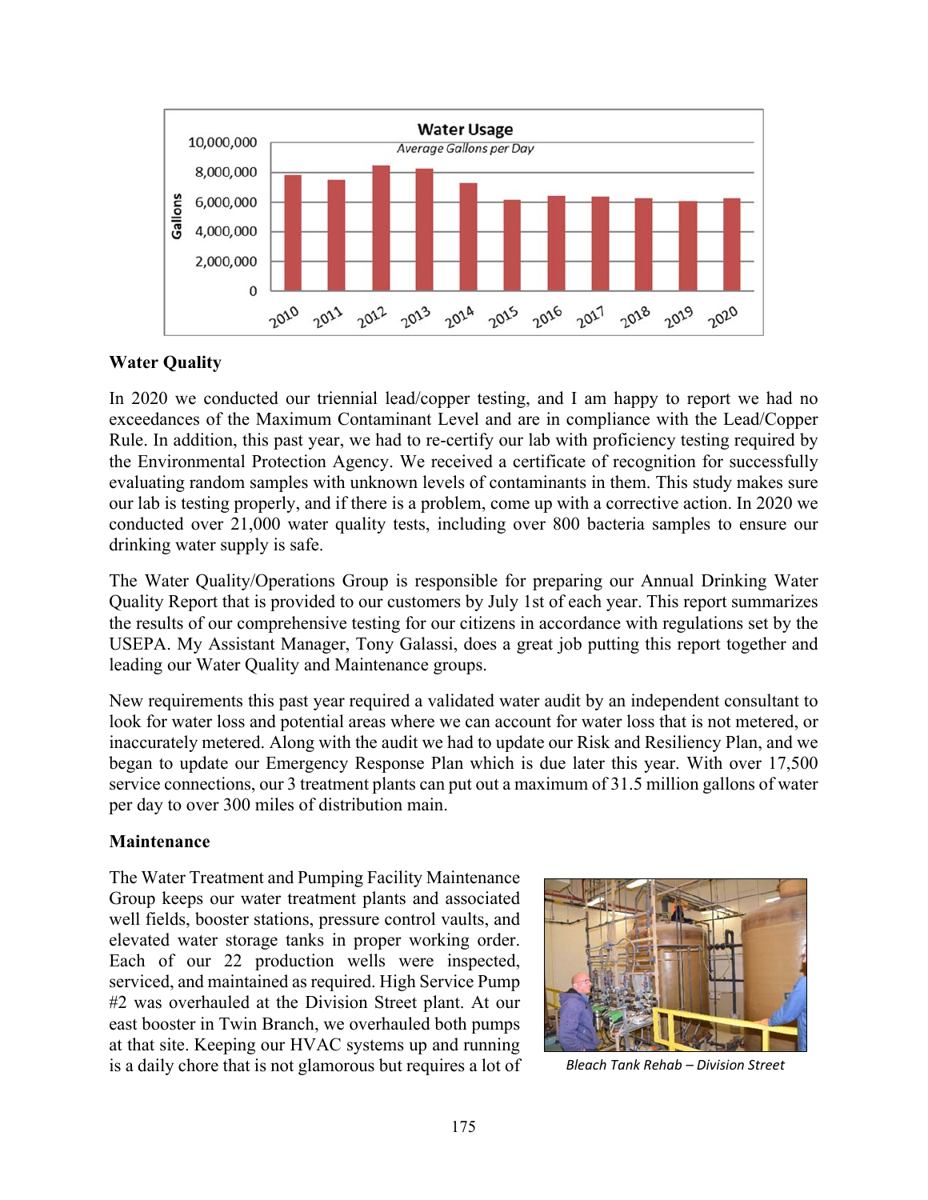## Water Quality

In 2020 we conducted our triennial lead/copper testing, and I am happy to report we had no exceedances of the Maximum Contaminant Level and are in compliance with the Lead/Copper Rule. In addition, this past year, we had to re-certify our lab with proficiency testing required by the Environmental Protection Agency. We received a certificate of recognition for successfully evaluating random samples with unknown levels of contaminants in them. This study makes sure our lab is testing properly, and if there is a problem, come up with a corrective action. In 2020 we conducted over 21,000 water quality tests, including over 800 bacteria samples to ensure our drinking water supply is safe.

The Water Quality/Operations Group is responsible for preparing our Annual Drinking Water Quality Report that is provided to our customers by July 1st of each year. This report summarizes the results of our comprehensive testing for our citizens in accordance with regulations set by the USEPA. My Assistant Manager, Tony Galassi, does a great job putting this report together and leading our Water Quality and Maintenance groups.

New requirements this past year required a validated water audit by an independent consultant to look for water loss and potential areas where we can account for water loss that is not metered, or inaccurately metered. Along with the audit we had to update our Risk and Resiliency Plan, and we began to update our Emergency Response Plan which is due later this year. With over 17,500 service connections, our 3 treatment plants can put out a maximum of 31.5 million gallons of water per day to over 300 miles of distribution main.

## Maintenance

The Water Treatment and Pumping Facility Maintenance Group keeps our water treatment plants and associated well fields, booster stations, pressure control vaults, and elevated water storage tanks in proper working order. Each of our 22 production wells were inspected, serviced, and maintained as required. High Service Pump #2 was overhauled at the Division Street plant. At our east booster in Twin Branch, we overhauled both pumps at that site. Keeping our HVAC systems up and running is a daily chore that is not glamorous but requires a lot of

*Bleach Tank Rehab – Division Street*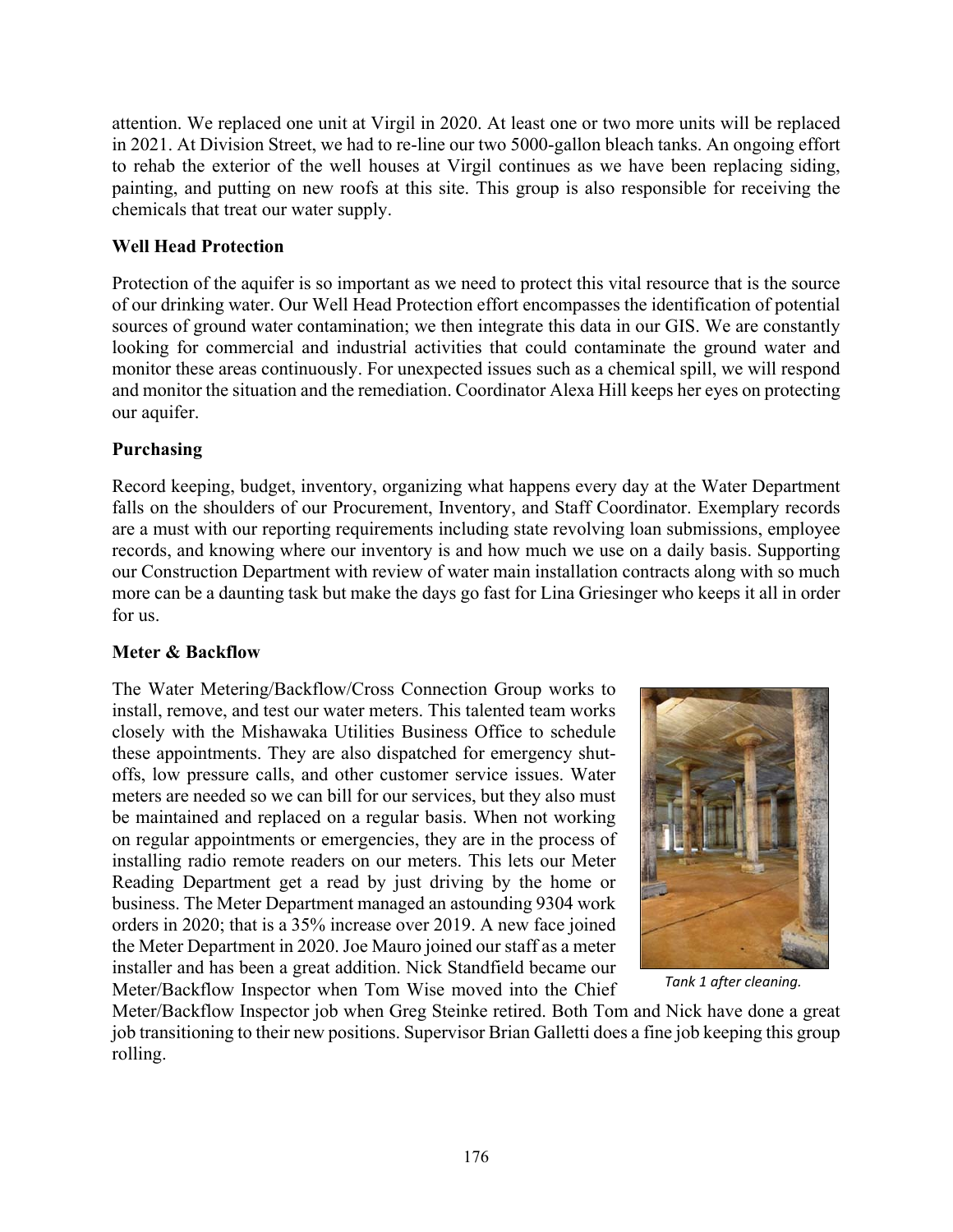attention. We replaced one unit at Virgil in 2020. At least one or two more units will be replaced in 2021. At Division Street, we had to re-line our two 5000-gallon bleach tanks. An ongoing effort to rehab the exterior of the well houses at Virgil continues as we have been replacing siding, painting, and putting on new roofs at this site. This group is also responsible for receiving the chemicals that treat our water supply.

**Well Head Protection**

Protection of the aquifer is so important as we need to protect this vital resource that is the source of our drinking water. Our Well Head Protection effort encompasses the identification of potential sources of ground water contamination; we then integrate this data in our GIS. We are constantly looking for commercial and industrial activities that could contaminate the ground water and monitor these areas continuously. For unexpected issues such as a chemical spill, we will respond and monitor the situation and the remediation. Coordinator Alexa Hill keeps her eyes on protecting our aquifer.

**Purchasing**

Record keeping, budget, inventory, organizing what happens every day at the Water Department falls on the shoulders of our Procurement, Inventory, and Staff Coordinator. Exemplary records are a must with our reporting requirements including state revolving loan submissions, employee records, and knowing where our inventory is and how much we use on a daily basis. Supporting our Construction Department with review of water main installation contracts along with so much more can be a daunting task but make the days go fast for Lina Griesinger who keeps it all in order for us.

**Meter & Backflow**

The Water Metering/Backflow/Cross Connection Group works to install, remove, and test our water meters. This talented team works closely with the Mishawaka Utilities Business Office to schedule these appointments. They are also dispatched for emergency shut-offs, low pressure calls, and other customer service issues. Water meters are needed so we can bill for our services, but they also must be maintained and replaced on a regular basis. When not working on regular appointments or emergencies, they are in the process of installing radio remote readers on our meters. This lets our Meter Reading Department get a read by just driving by the home or business. The Meter Department managed an astounding 9304 work orders in 2020; that is a 35% increase over 2019. A new face joined the Meter Department in 2020. Joe Mauro joined our staff as a meter installer and has been a great addition. Nick Standfield became our Meter/Backflow Inspector when Tom Wise moved into the Chief Meter/Backflow Inspector job when Greg Steinke retired. Both Tom and Nick have done a great job transitioning to their new positions. Supervisor Brian Galletti does a fine job keeping this group rolling.

*Tank 1 after cleaning.*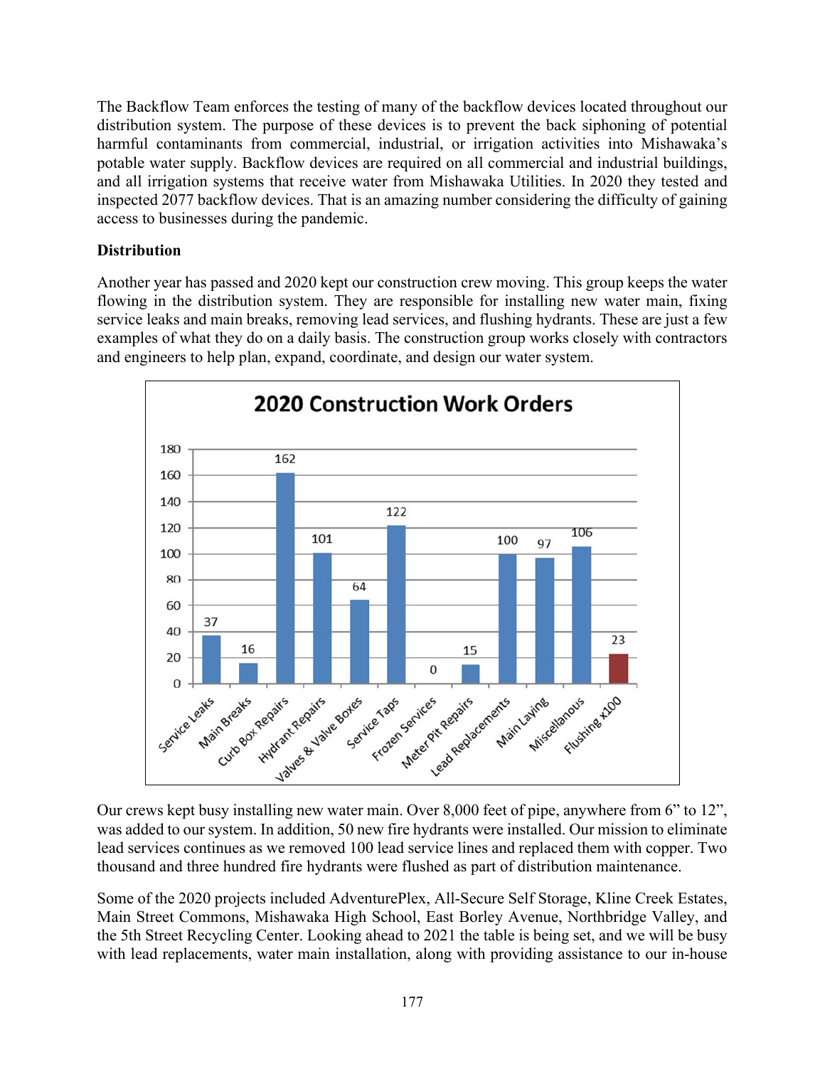The Backflow Team enforces the testing of many of the backflow devices located throughout our distribution system. The purpose of these devices is to prevent the back siphoning of potential harmful contaminants from commercial, industrial, or irrigation activities into Mishawaka's potable water supply. Backflow devices are required on all commercial and industrial buildings, and all irrigation systems that receive water from Mishawaka Utilities. In 2020 they tested and inspected 2077 backflow devices. That is an amazing number considering the difficulty of gaining access to businesses during the pandemic.

**Distribution**

Another year has passed and 2020 kept our construction crew moving. This group keeps the water flowing in the distribution system. They are responsible for installing new water main, fixing service leaks and main breaks, removing lead services, and flushing hydrants. These are just a few examples of what they do on a daily basis. The construction group works closely with contractors and engineers to help plan, expand, coordinate, and design our water system.

**2020 Construction Work Orders**

| Category | Count |
|---|---|
| Service Leaks | 37 |
| Main Breaks | 16 |
| Curb Box Repairs | 162 |
| Hydrant Repairs | 101 |
| Valves & Valve Boxes | 64 |
| Service Taps | 122 |
| Frozen Services | 0 |
| Meter Pit Repairs | 15 |
| Lead Replacements | 100 |
| Main Laying | 97 |
| Miscellanous | 106 |
| Flushing x100 | 23 |

Our crews kept busy installing new water main. Over 8,000 feet of pipe, anywhere from 6" to 12", was added to our system. In addition, 50 new fire hydrants were installed. Our mission to eliminate lead services continues as we removed 100 lead service lines and replaced them with copper. Two thousand and three hundred fire hydrants were flushed as part of distribution maintenance.

Some of the 2020 projects included AdventurePlex, All-Secure Self Storage, Kline Creek Estates, Main Street Commons, Mishawaka High School, East Borley Avenue, Northbridge Valley, and the 5th Street Recycling Center. Looking ahead to 2021 the table is being set, and we will be busy with lead replacements, water main installation, along with providing assistance to our in-house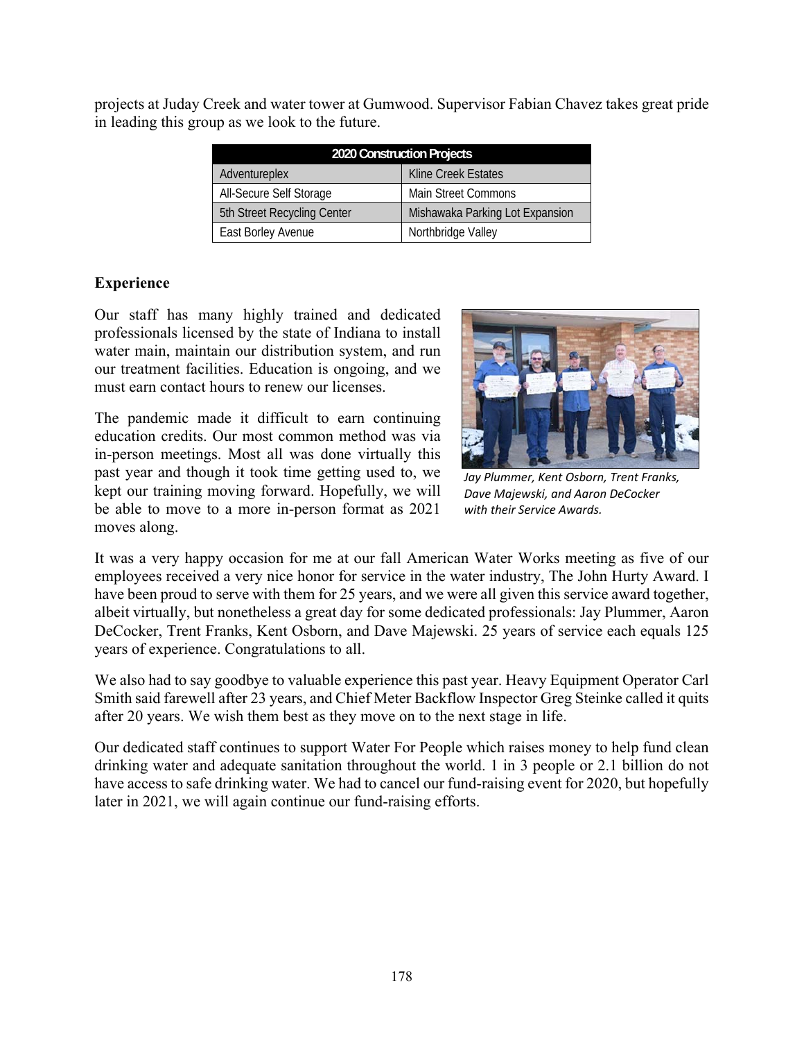projects at Juday Creek and water tower at Gumwood. Supervisor Fabian Chavez takes great pride in leading this group as we look to the future.

| 2020 Construction Projects | |
|---|---|
| Adventureplex | Kline Creek Estates |
| All-Secure Self Storage | Main Street Commons |
| 5th Street Recycling Center | Mishawaka Parking Lot Expansion |
| East Borley Avenue | Northbridge Valley |

**Experience**

Our staff has many highly trained and dedicated professionals licensed by the state of Indiana to install water main, maintain our distribution system, and run our treatment facilities. Education is ongoing, and we must earn contact hours to renew our licenses.

The pandemic made it difficult to earn continuing education credits. Our most common method was via in-person meetings. Most all was done virtually this past year and though it took time getting used to, we kept our training moving forward. Hopefully, we will be able to move to a more in-person format as 2021 moves along.

*Jay Plummer, Kent Osborn, Trent Franks, Dave Majewski, and Aaron DeCocker with their Service Awards.*

It was a very happy occasion for me at our fall American Water Works meeting as five of our employees received a very nice honor for service in the water industry, The John Hurty Award. I have been proud to serve with them for 25 years, and we were all given this service award together, albeit virtually, but nonetheless a great day for some dedicated professionals: Jay Plummer, Aaron DeCocker, Trent Franks, Kent Osborn, and Dave Majewski. 25 years of service each equals 125 years of experience. Congratulations to all.

We also had to say goodbye to valuable experience this past year. Heavy Equipment Operator Carl Smith said farewell after 23 years, and Chief Meter Backflow Inspector Greg Steinke called it quits after 20 years. We wish them best as they move on to the next stage in life.

Our dedicated staff continues to support Water For People which raises money to help fund clean drinking water and adequate sanitation throughout the world. 1 in 3 people or 2.1 billion do not have access to safe drinking water. We had to cancel our fund-raising event for 2020, but hopefully later in 2021, we will again continue our fund-raising efforts.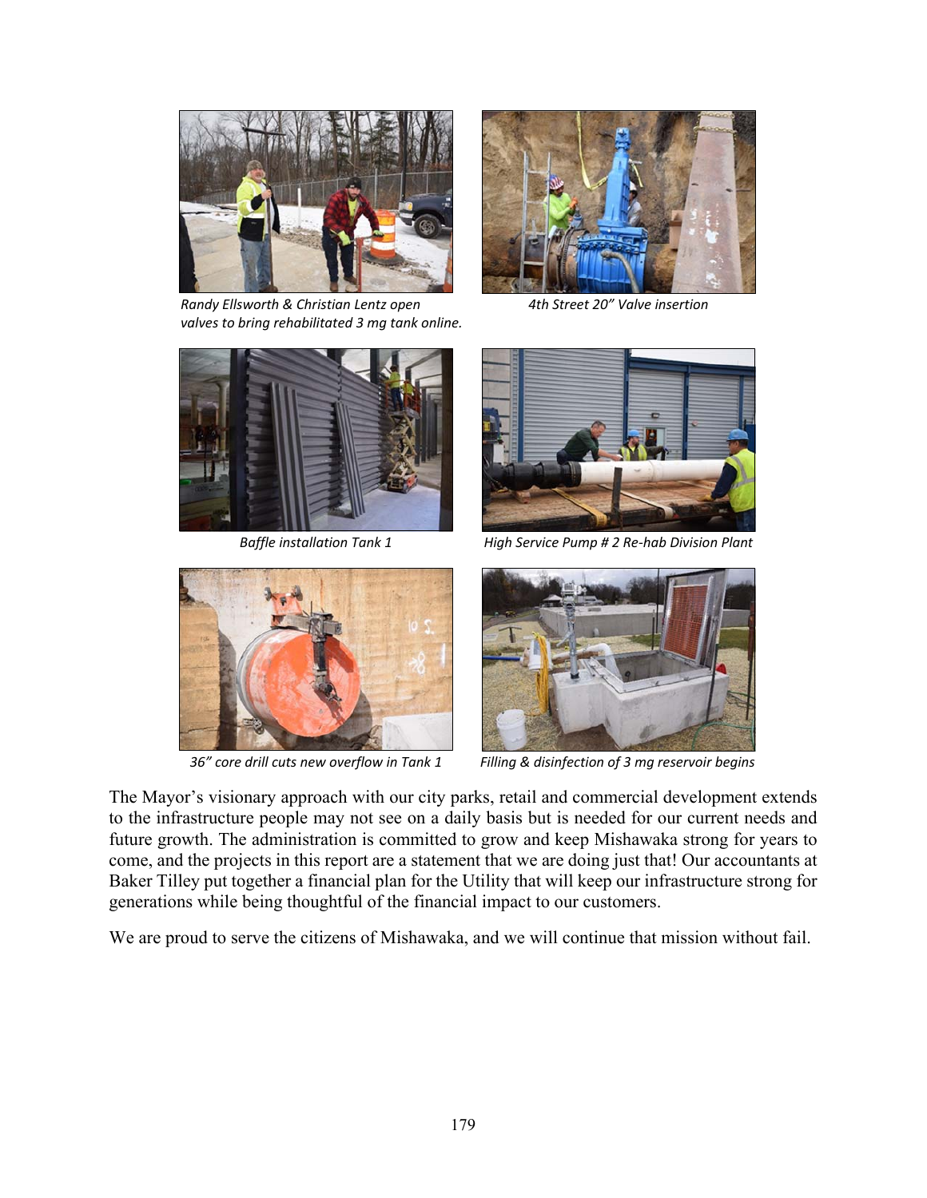*Randy Ellsworth & Christian Lentz open valves to bring rehabilitated 3 mg tank online.*

*4th Street 20" Valve insertion*

*Baffle installation Tank 1*

*High Service Pump # 2 Re-hab Division Plant*

*36" core drill cuts new overflow in Tank 1*

*Filling & disinfection of 3 mg reservoir begins*

The Mayor's visionary approach with our city parks, retail and commercial development extends to the infrastructure people may not see on a daily basis but is needed for our current needs and future growth. The administration is committed to grow and keep Mishawaka strong for years to come, and the projects in this report are a statement that we are doing just that! Our accountants at Baker Tilley put together a financial plan for the Utility that will keep our infrastructure strong for generations while being thoughtful of the financial impact to our customers.

We are proud to serve the citizens of Mishawaka, and we will continue that mission without fail.